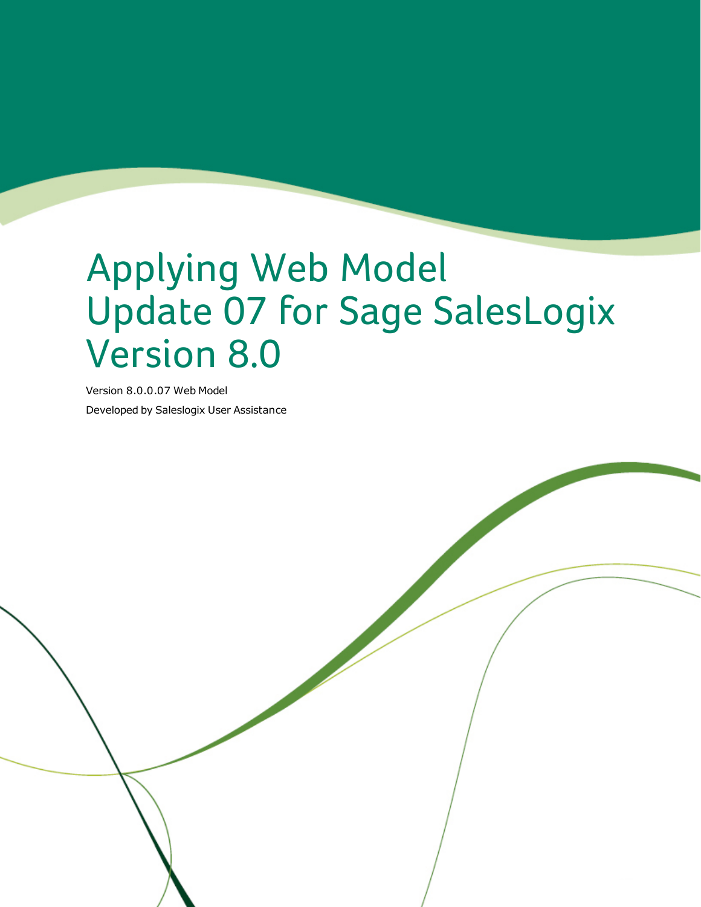# Applying Web Model Update 07 for Sage SalesLogix Version 8.0

Version 8.0.0.07 Web Model

Developed by Saleslogix User Assistance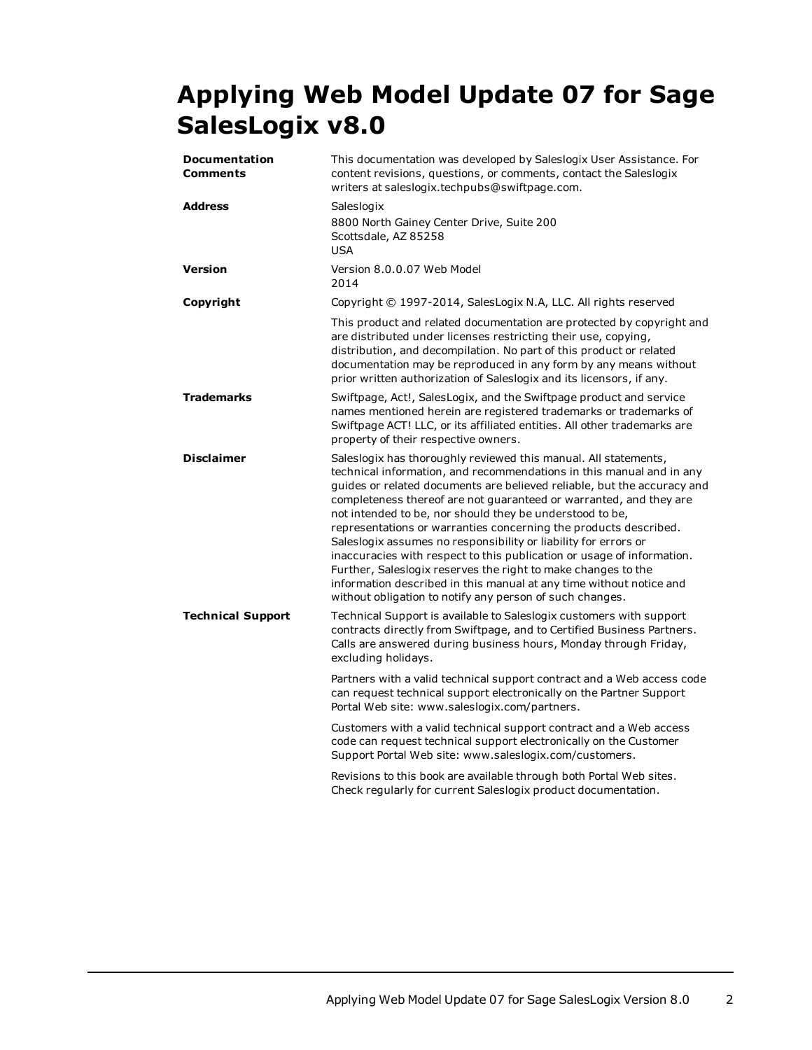# Applying Web Model Update 07 for Sage SalesLogix v8.0

| | |
|---|---|
| **Documentation Comments** | This documentation was developed by Saleslogix User Assistance. For content revisions, questions, or comments, contact the Saleslogix writers at saleslogix.techpubs@swiftpage.com. |
| **Address** | Saleslogix<br>8800 North Gainey Center Drive, Suite 200<br>Scottsdale, AZ 85258<br>USA |
| **Version** | Version 8.0.0.07 Web Model<br>2014 |
| **Copyright** | Copyright © 1997-2014, SalesLogix N.A, LLC. All rights reserved |
| | This product and related documentation are protected by copyright and are distributed under licenses restricting their use, copying, distribution, and decompilation. No part of this product or related documentation may be reproduced in any form by any means without prior written authorization of Saleslogix and its licensors, if any. |
| **Trademarks** | Swiftpage, Act!, SalesLogix, and the Swiftpage product and service names mentioned herein are registered trademarks or trademarks of Swiftpage ACT! LLC, or its affiliated entities. All other trademarks are property of their respective owners. |
| **Disclaimer** | Saleslogix has thoroughly reviewed this manual. All statements, technical information, and recommendations in this manual and in any guides or related documents are believed reliable, but the accuracy and completeness thereof are not guaranteed or warranted, and they are not intended to be, nor should they be understood to be, representations or warranties concerning the products described. Saleslogix assumes no responsibility or liability for errors or inaccuracies with respect to this publication or usage of information. Further, Saleslogix reserves the right to make changes to the information described in this manual at any time without notice and without obligation to notify any person of such changes. |
| **Technical Support** | Technical Support is available to Saleslogix customers with support contracts directly from Swiftpage, and to Certified Business Partners. Calls are answered during business hours, Monday through Friday, excluding holidays. |
| | Partners with a valid technical support contract and a Web access code can request technical support electronically on the Partner Support Portal Web site: www.saleslogix.com/partners. |
| | Customers with a valid technical support contract and a Web access code can request technical support electronically on the Customer Support Portal Web site: www.saleslogix.com/customers. |
| | Revisions to this book are available through both Portal Web sites. Check regularly for current Saleslogix product documentation. |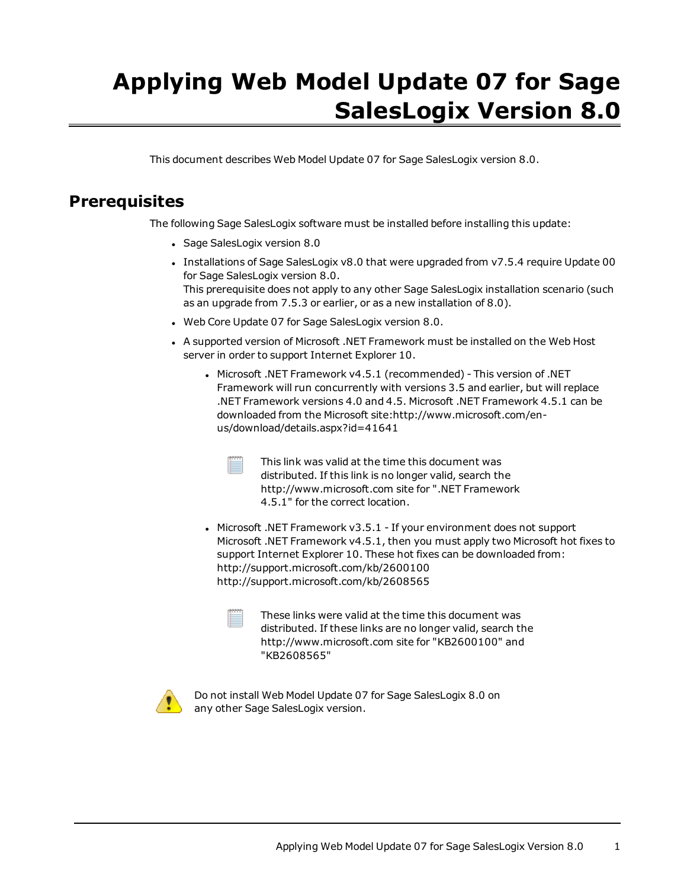# Applying Web Model Update 07 for Sage SalesLogix Version 8.0

This document describes Web Model Update 07 for Sage SalesLogix version 8.0.

## Prerequisites

The following Sage SalesLogix software must be installed before installing this update:

- Sage SalesLogix version 8.0
- Installations of Sage SalesLogix v8.0 that were upgraded from v7.5.4 require Update 00 for Sage SalesLogix version 8.0.
  This prerequisite does not apply to any other Sage SalesLogix installation scenario (such as an upgrade from 7.5.3 or earlier, or as a new installation of 8.0).
- Web Core Update 07 for Sage SalesLogix version 8.0.
- A supported version of Microsoft .NET Framework must be installed on the Web Host server in order to support Internet Explorer 10.
  - Microsoft .NET Framework v4.5.1 (recommended) - This version of .NET Framework will run concurrently with versions 3.5 and earlier, but will replace .NET Framework versions 4.0 and 4.5. Microsoft .NET Framework 4.5.1 can be downloaded from the Microsoft site:http://www.microsoft.com/en-us/download/details.aspx?id=41641

    This link was valid at the time this document was distributed. If this link is no longer valid, search the http://www.microsoft.com site for ".NET Framework 4.5.1" for the correct location.

  - Microsoft .NET Framework v3.5.1 - If your environment does not support Microsoft .NET Framework v4.5.1, then you must apply two Microsoft hot fixes to support Internet Explorer 10. These hot fixes can be downloaded from:
    http://support.microsoft.com/kb/2600100
    http://support.microsoft.com/kb/2608565

    These links were valid at the time this document was distributed. If these links are no longer valid, search the http://www.microsoft.com site for "KB2600100" and "KB2608565"

Do not install Web Model Update 07 for Sage SalesLogix 8.0 on any other Sage SalesLogix version.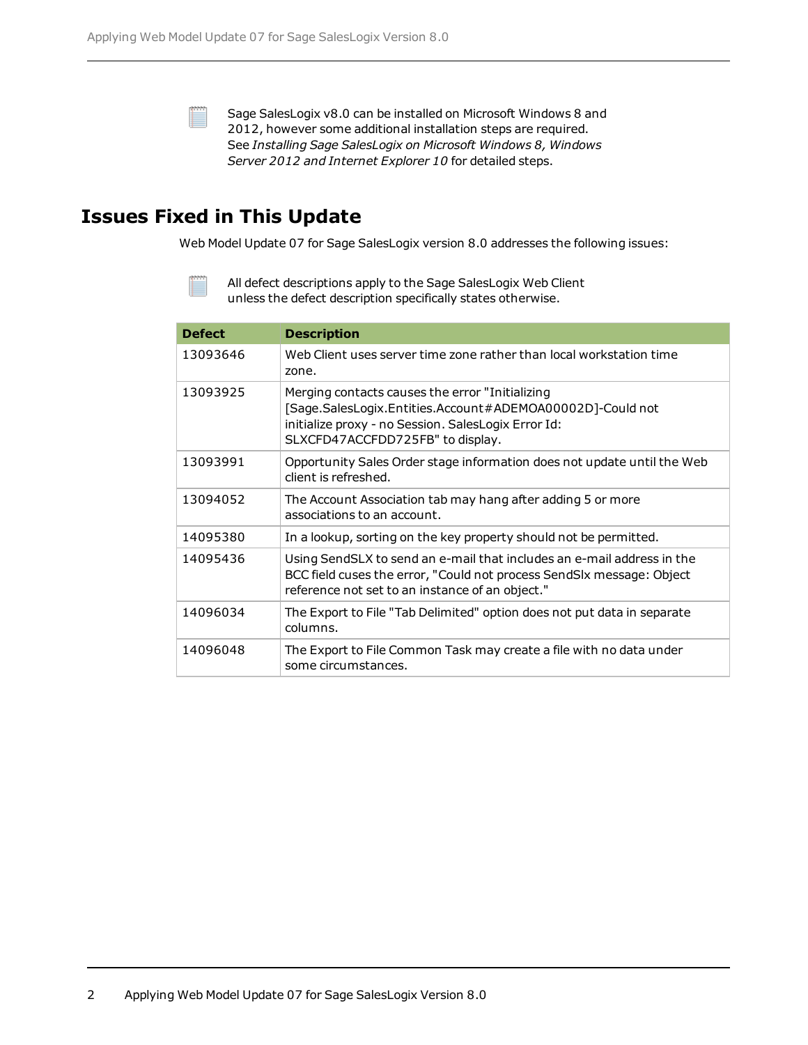Sage SalesLogix v8.0 can be installed on Microsoft Windows 8 and 2012, however some additional installation steps are required. See *Installing Sage SalesLogix on Microsoft Windows 8, Windows Server 2012 and Internet Explorer 10* for detailed steps.

## Issues Fixed in This Update

Web Model Update 07 for Sage SalesLogix version 8.0 addresses the following issues:

All defect descriptions apply to the Sage SalesLogix Web Client unless the defect description specifically states otherwise.

| Defect | Description |
|---|---|
| 13093646 | Web Client uses server time zone rather than local workstation time zone. |
| 13093925 | Merging contacts causes the error "Initializing [Sage.SalesLogix.Entities.Account#ADEMOA00002D]-Could not initialize proxy - no Session. SalesLogix Error Id: SLXCFD47ACCFDD725FB" to display. |
| 13093991 | Opportunity Sales Order stage information does not update until the Web client is refreshed. |
| 13094052 | The Account Association tab may hang after adding 5 or more associations to an account. |
| 14095380 | In a lookup, sorting on the key property should not be permitted. |
| 14095436 | Using SendSLX to send an e-mail that includes an e-mail address in the BCC field cuses the error, "Could not process SendSlx message: Object reference not set to an instance of an object." |
| 14096034 | The Export to File "Tab Delimited" option does not put data in separate columns. |
| 14096048 | The Export to File Common Task may create a file with no data under some circumstances. |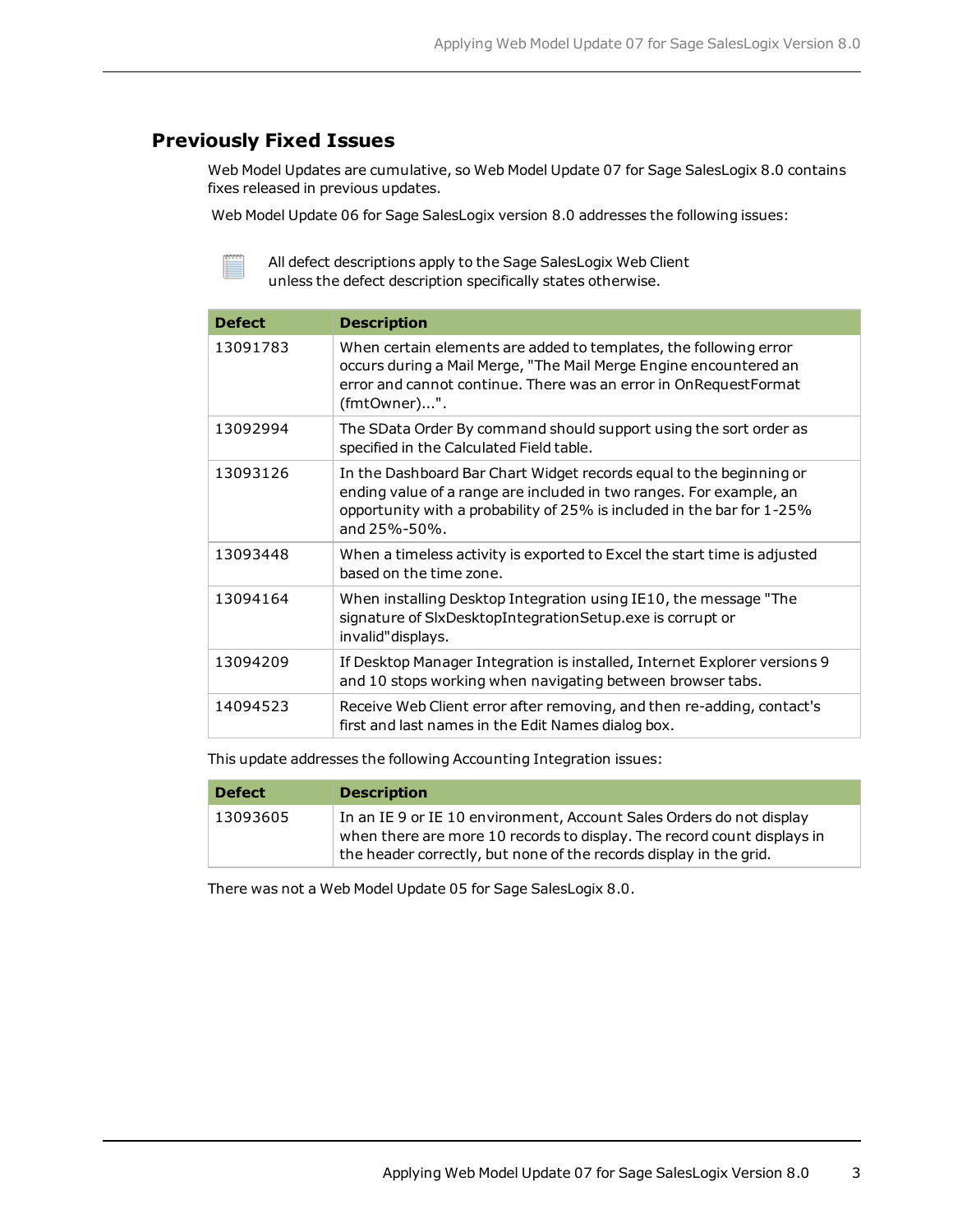## Previously Fixed Issues

Web Model Updates are cumulative, so Web Model Update 07 for Sage SalesLogix 8.0 contains fixes released in previous updates.

Web Model Update 06 for Sage SalesLogix version 8.0 addresses the following issues:

All defect descriptions apply to the Sage SalesLogix Web Client unless the defect description specifically states otherwise.

| Defect | Description |
| --- | --- |
| 13091783 | When certain elements are added to templates, the following error occurs during a Mail Merge, "The Mail Merge Engine encountered an error and cannot continue. There was an error in OnRequestFormat (fmtOwner)...". |
| 13092994 | The SData Order By command should support using the sort order as specified in the Calculated Field table. |
| 13093126 | In the Dashboard Bar Chart Widget records equal to the beginning or ending value of a range are included in two ranges. For example, an opportunity with a probability of 25% is included in the bar for 1-25% and 25%-50%. |
| 13093448 | When a timeless activity is exported to Excel the start time is adjusted based on the time zone. |
| 13094164 | When installing Desktop Integration using IE10, the message "The signature of SlxDesktopIntegrationSetup.exe is corrupt or invalid"displays. |
| 13094209 | If Desktop Manager Integration is installed, Internet Explorer versions 9 and 10 stops working when navigating between browser tabs. |
| 14094523 | Receive Web Client error after removing, and then re-adding, contact's first and last names in the Edit Names dialog box. |

This update addresses the following Accounting Integration issues:

| Defect | Description |
| --- | --- |
| 13093605 | In an IE 9 or IE 10 environment, Account Sales Orders do not display when there are more 10 records to display. The record count displays in the header correctly, but none of the records display in the grid. |

There was not a Web Model Update 05 for Sage SalesLogix 8.0.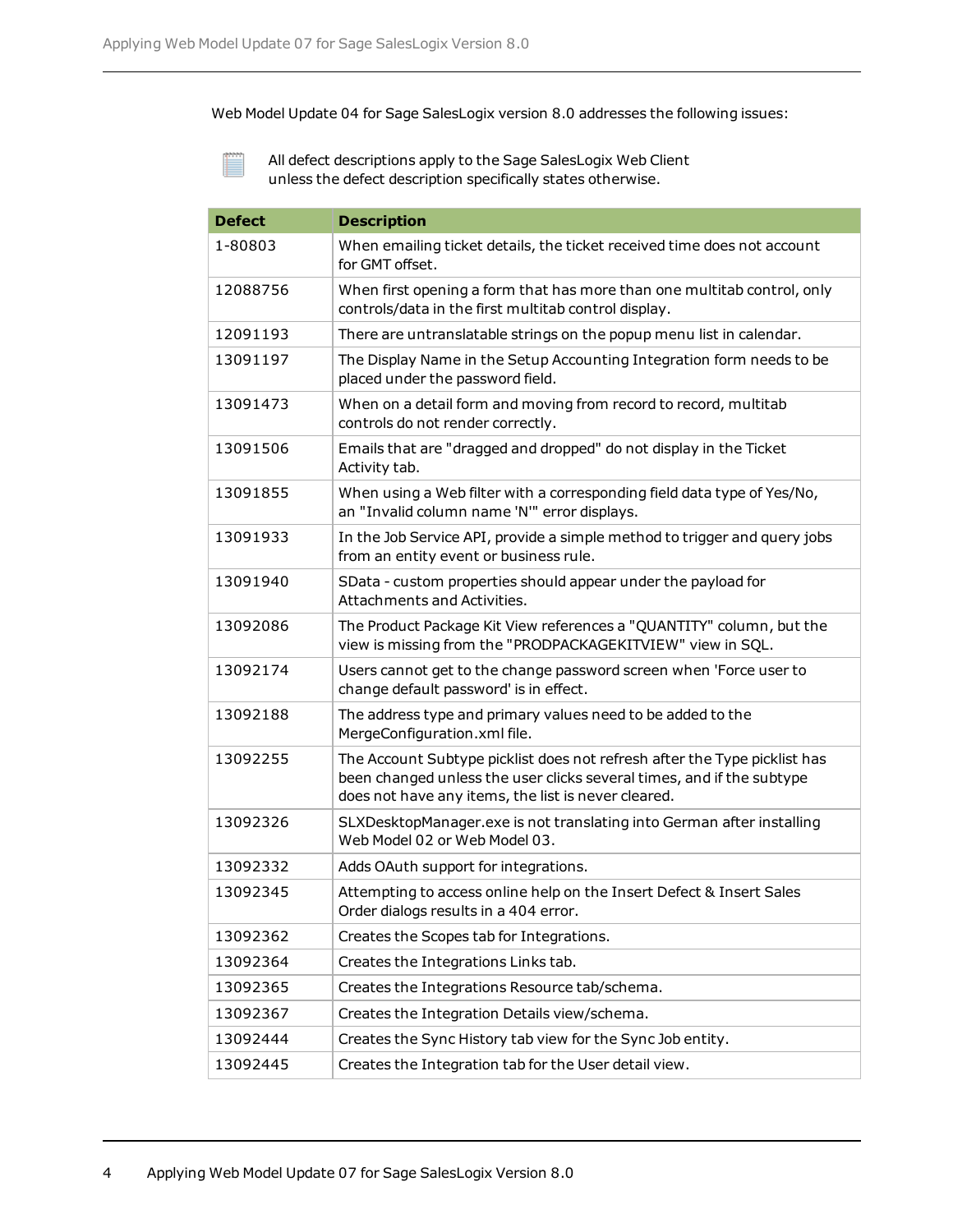Web Model Update 04 for Sage SalesLogix version 8.0 addresses the following issues:

All defect descriptions apply to the Sage SalesLogix Web Client unless the defect description specifically states otherwise.

| Defect | Description |
|---|---|
| 1-80803 | When emailing ticket details, the ticket received time does not account for GMT offset. |
| 12088756 | When first opening a form that has more than one multitab control, only controls/data in the first multitab control display. |
| 12091193 | There are untranslatable strings on the popup menu list in calendar. |
| 13091197 | The Display Name in the Setup Accounting Integration form needs to be placed under the password field. |
| 13091473 | When on a detail form and moving from record to record, multitab controls do not render correctly. |
| 13091506 | Emails that are "dragged and dropped" do not display in the Ticket Activity tab. |
| 13091855 | When using a Web filter with a corresponding field data type of Yes/No, an "Invalid column name 'N'" error displays. |
| 13091933 | In the Job Service API, provide a simple method to trigger and query jobs from an entity event or business rule. |
| 13091940 | SData - custom properties should appear under the payload for Attachments and Activities. |
| 13092086 | The Product Package Kit View references a "QUANTITY" column, but the view is missing from the "PRODPACKAGEKITVIEW" view in SQL. |
| 13092174 | Users cannot get to the change password screen when 'Force user to change default password' is in effect. |
| 13092188 | The address type and primary values need to be added to the MergeConfiguration.xml file. |
| 13092255 | The Account Subtype picklist does not refresh after the Type picklist has been changed unless the user clicks several times, and if the subtype does not have any items, the list is never cleared. |
| 13092326 | SLXDesktopManager.exe is not translating into German after installing Web Model 02 or Web Model 03. |
| 13092332 | Adds OAuth support for integrations. |
| 13092345 | Attempting to access online help on the Insert Defect & Insert Sales Order dialogs results in a 404 error. |
| 13092362 | Creates the Scopes tab for Integrations. |
| 13092364 | Creates the Integrations Links tab. |
| 13092365 | Creates the Integrations Resource tab/schema. |
| 13092367 | Creates the Integration Details view/schema. |
| 13092444 | Creates the Sync History tab view for the Sync Job entity. |
| 13092445 | Creates the Integration tab for the User detail view. |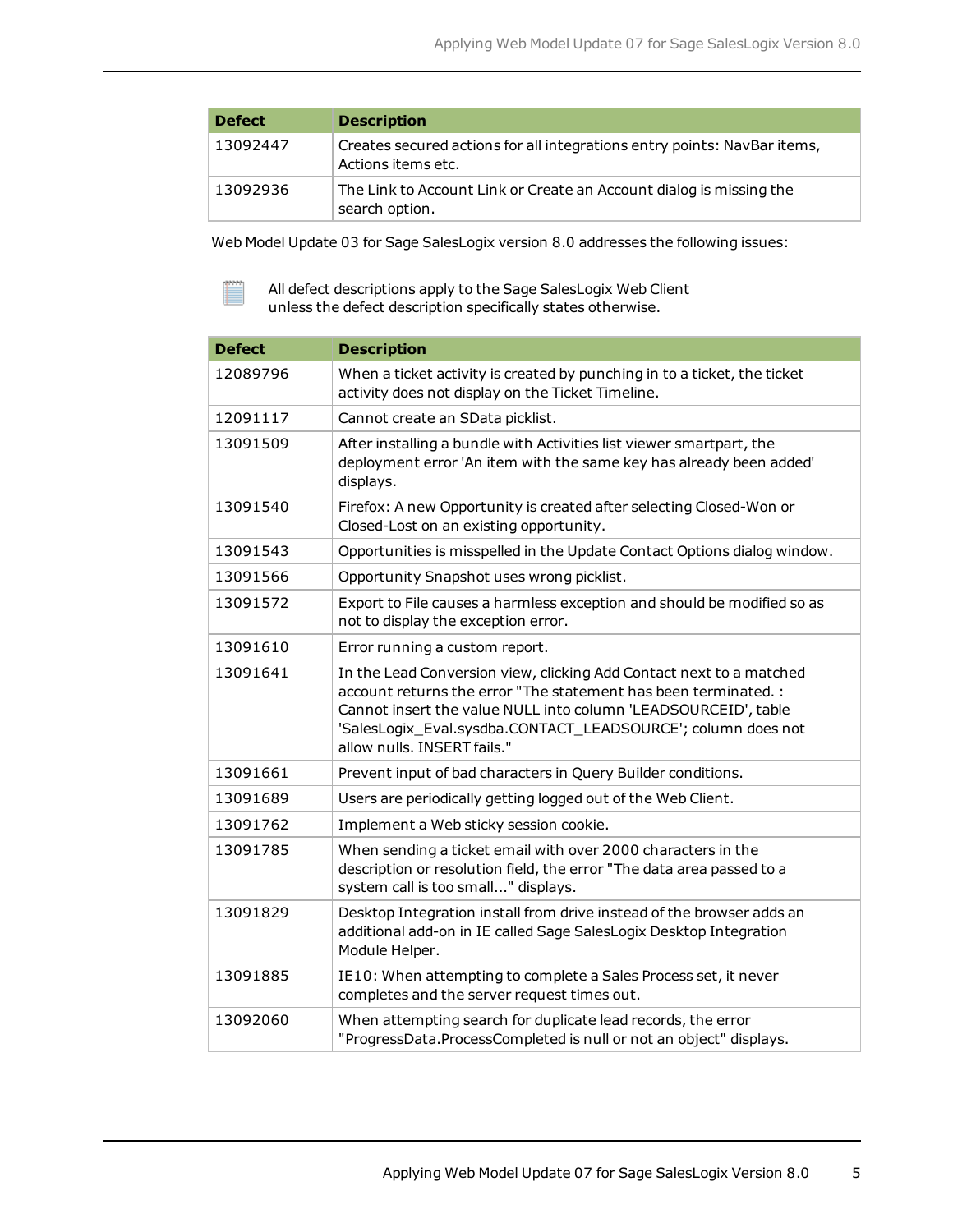| Defect | Description |
| --- | --- |
| 13092447 | Creates secured actions for all integrations entry points: NavBar items, Actions items etc. |
| 13092936 | The Link to Account Link or Create an Account dialog is missing the search option. |

Web Model Update 03 for Sage SalesLogix version 8.0 addresses the following issues:

All defect descriptions apply to the Sage SalesLogix Web Client unless the defect description specifically states otherwise.

| Defect | Description |
| --- | --- |
| 12089796 | When a ticket activity is created by punching in to a ticket, the ticket activity does not display on the Ticket Timeline. |
| 12091117 | Cannot create an SData picklist. |
| 13091509 | After installing a bundle with Activities list viewer smartpart, the deployment error 'An item with the same key has already been added' displays. |
| 13091540 | Firefox: A new Opportunity is created after selecting Closed-Won or Closed-Lost on an existing opportunity. |
| 13091543 | Opportunities is misspelled in the Update Contact Options dialog window. |
| 13091566 | Opportunity Snapshot uses wrong picklist. |
| 13091572 | Export to File causes a harmless exception and should be modified so as not to display the exception error. |
| 13091610 | Error running a custom report. |
| 13091641 | In the Lead Conversion view, clicking Add Contact next to a matched account returns the error "The statement has been terminated. : Cannot insert the value NULL into column 'LEADSOURCEID', table 'SalesLogix_Eval.sysdba.CONTACT_LEADSOURCE'; column does not allow nulls. INSERT fails." |
| 13091661 | Prevent input of bad characters in Query Builder conditions. |
| 13091689 | Users are periodically getting logged out of the Web Client. |
| 13091762 | Implement a Web sticky session cookie. |
| 13091785 | When sending a ticket email with over 2000 characters in the description or resolution field, the error "The data area passed to a system call is too small..." displays. |
| 13091829 | Desktop Integration install from drive instead of the browser adds an additional add-on in IE called Sage SalesLogix Desktop Integration Module Helper. |
| 13091885 | IE10: When attempting to complete a Sales Process set, it never completes and the server request times out. |
| 13092060 | When attempting search for duplicate lead records, the error "ProgressData.ProcessCompleted is null or not an object" displays. |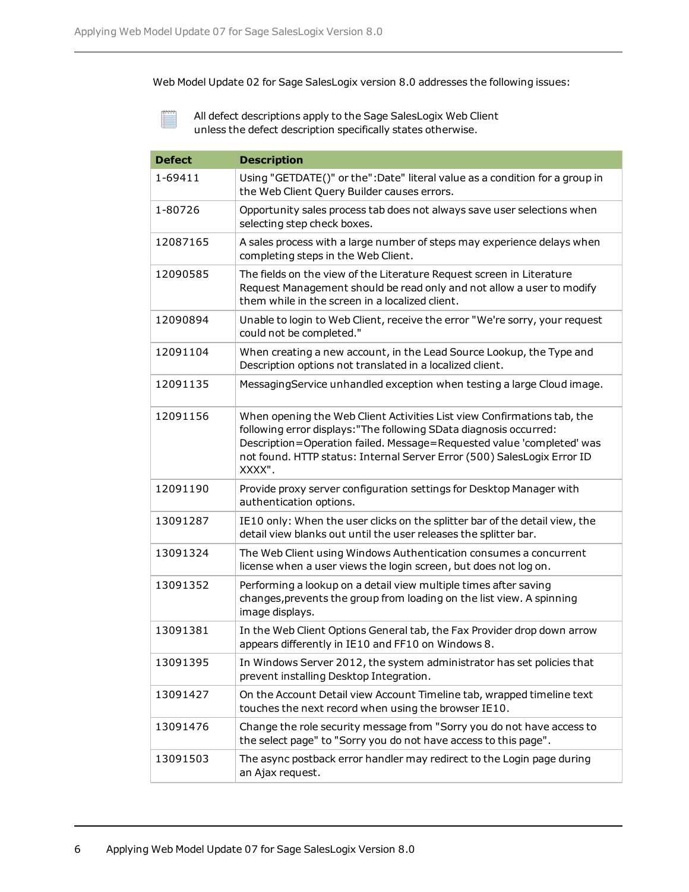Web Model Update 02 for Sage SalesLogix version 8.0 addresses the following issues:

All defect descriptions apply to the Sage SalesLogix Web Client unless the defect description specifically states otherwise.

| Defect | Description |
| --- | --- |
| 1-69411 | Using "GETDATE()" or the":Date" literal value as a condition for a group in the Web Client Query Builder causes errors. |
| 1-80726 | Opportunity sales process tab does not always save user selections when selecting step check boxes. |
| 12087165 | A sales process with a large number of steps may experience delays when completing steps in the Web Client. |
| 12090585 | The fields on the view of the Literature Request screen in Literature Request Management should be read only and not allow a user to modify them while in the screen in a localized client. |
| 12090894 | Unable to login to Web Client, receive the error "We're sorry, your request could not be completed." |
| 12091104 | When creating a new account, in the Lead Source Lookup, the Type and Description options not translated in a localized client. |
| 12091135 | MessagingService unhandled exception when testing a large Cloud image. |
| 12091156 | When opening the Web Client Activities List view Confirmations tab, the following error displays:"The following SData diagnosis occurred: Description=Operation failed. Message=Requested value 'completed' was not found. HTTP status: Internal Server Error (500) SalesLogix Error ID XXXX". |
| 12091190 | Provide proxy server configuration settings for Desktop Manager with authentication options. |
| 13091287 | IE10 only: When the user clicks on the splitter bar of the detail view, the detail view blanks out until the user releases the splitter bar. |
| 13091324 | The Web Client using Windows Authentication consumes a concurrent license when a user views the login screen, but does not log on. |
| 13091352 | Performing a lookup on a detail view multiple times after saving changes,prevents the group from loading on the list view. A spinning image displays. |
| 13091381 | In the Web Client Options General tab, the Fax Provider drop down arrow appears differently in IE10 and FF10 on Windows 8. |
| 13091395 | In Windows Server 2012, the system administrator has set policies that prevent installing Desktop Integration. |
| 13091427 | On the Account Detail view Account Timeline tab, wrapped timeline text touches the next record when using the browser IE10. |
| 13091476 | Change the role security message from "Sorry you do not have access to the select page" to "Sorry you do not have access to this page". |
| 13091503 | The async postback error handler may redirect to the Login page during an Ajax request. |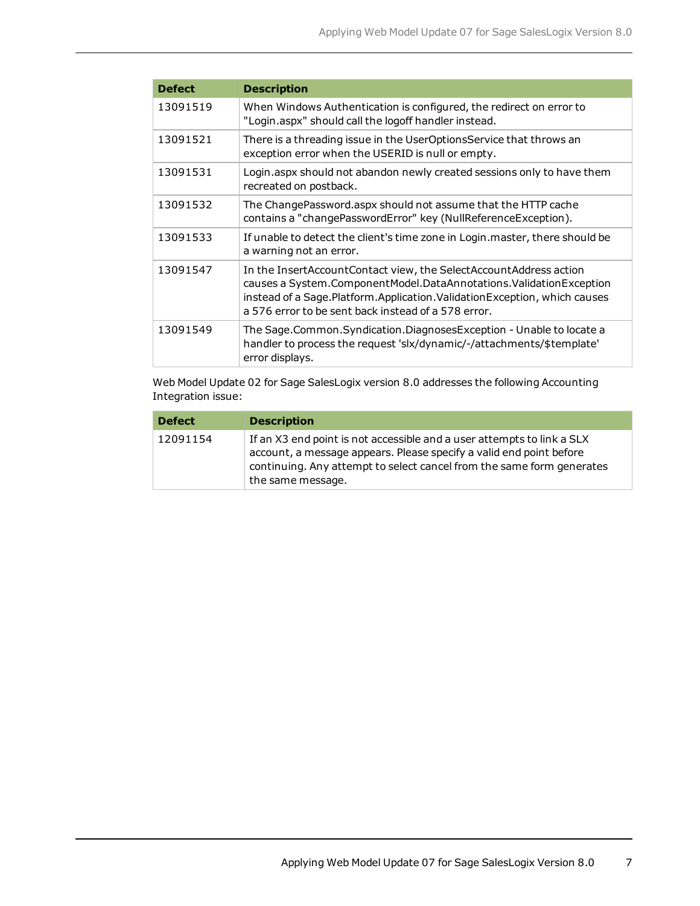| Defect | Description |
| --- | --- |
| 13091519 | When Windows Authentication is configured, the redirect on error to "Login.aspx" should call the logoff handler instead. |
| 13091521 | There is a threading issue in the UserOptionsService that throws an exception error when the USERID is null or empty. |
| 13091531 | Login.aspx should not abandon newly created sessions only to have them recreated on postback. |
| 13091532 | The ChangePassword.aspx should not assume that the HTTP cache contains a "changePasswordError" key (NullReferenceException). |
| 13091533 | If unable to detect the client's time zone in Login.master, there should be a warning not an error. |
| 13091547 | In the InsertAccountContact view, the SelectAccountAddress action causes a System.ComponentModel.DataAnnotations.ValidationException instead of a Sage.Platform.Application.ValidationException, which causes a 576 error to be sent back instead of a 578 error. |
| 13091549 | The Sage.Common.Syndication.DiagnosesException - Unable to locate a handler to process the request 'slx/dynamic/-/attachments/$template' error displays. |

Web Model Update 02 for Sage SalesLogix version 8.0 addresses the following Accounting Integration issue:

| Defect | Description |
| --- | --- |
| 12091154 | If an X3 end point is not accessible and a user attempts to link a SLX account, a message appears. Please specify a valid end point before continuing. Any attempt to select cancel from the same form generates the same message. |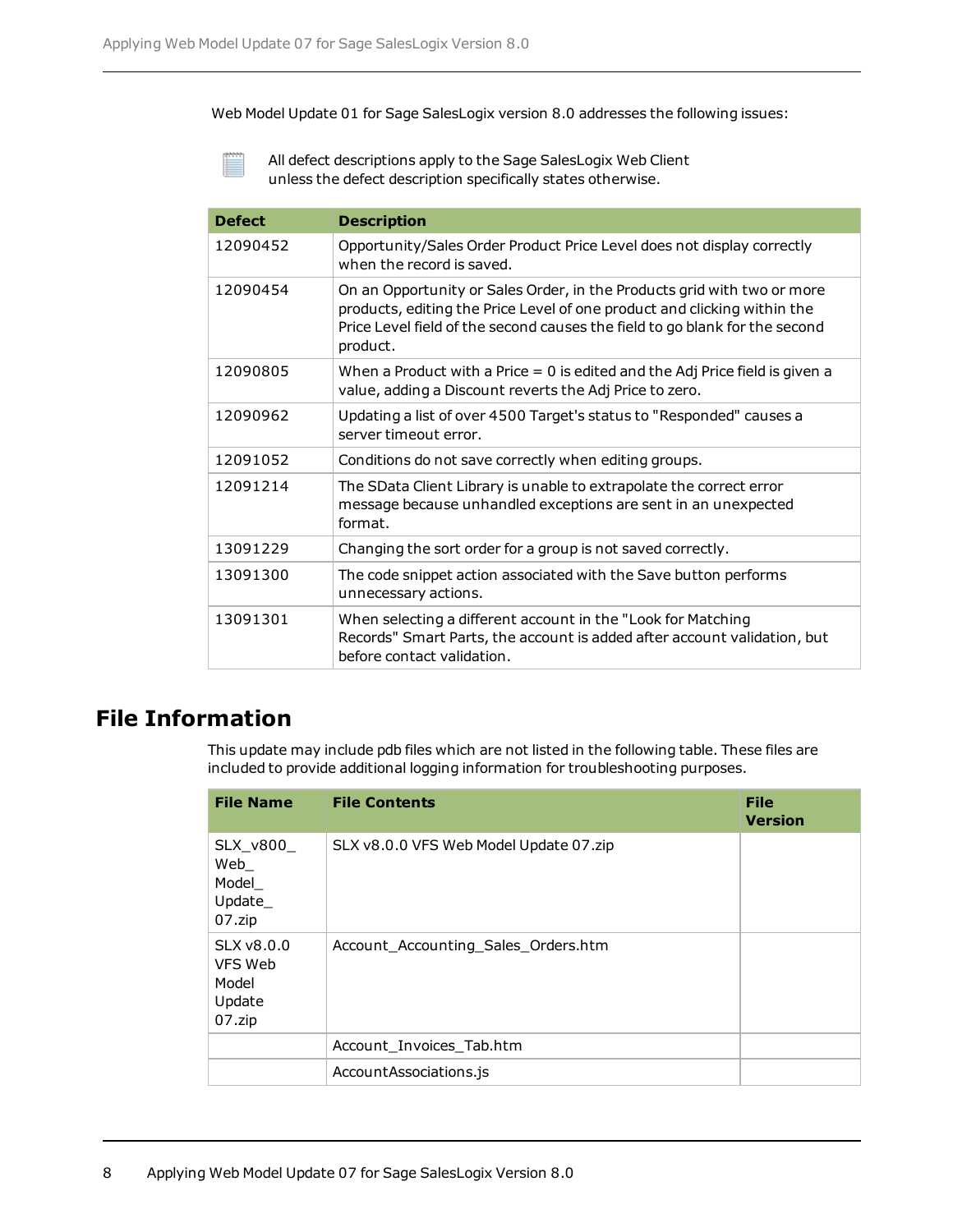Web Model Update 01 for Sage SalesLogix version 8.0 addresses the following issues:

All defect descriptions apply to the Sage SalesLogix Web Client unless the defect description specifically states otherwise.

| Defect | Description |
|---|---|
| 12090452 | Opportunity/Sales Order Product Price Level does not display correctly when the record is saved. |
| 12090454 | On an Opportunity or Sales Order, in the Products grid with two or more products, editing the Price Level of one product and clicking within the Price Level field of the second causes the field to go blank for the second product. |
| 12090805 | When a Product with a Price = 0 is edited and the Adj Price field is given a value, adding a Discount reverts the Adj Price to zero. |
| 12090962 | Updating a list of over 4500 Target's status to "Responded" causes a server timeout error. |
| 12091052 | Conditions do not save correctly when editing groups. |
| 12091214 | The SData Client Library is unable to extrapolate the correct error message because unhandled exceptions are sent in an unexpected format. |
| 13091229 | Changing the sort order for a group is not saved correctly. |
| 13091300 | The code snippet action associated with the Save button performs unnecessary actions. |
| 13091301 | When selecting a different account in the "Look for Matching Records" Smart Parts, the account is added after account validation, but before contact validation. |

# File Information

This update may include pdb files which are not listed in the following table. These files are included to provide additional logging information for troubleshooting purposes.

| File Name | File Contents | File Version |
|---|---|---|
| SLX_v800_Web_Model_Update_07.zip | SLX v8.0.0 VFS Web Model Update 07.zip | |
| SLX v8.0.0 VFS Web Model Update 07.zip | Account_Accounting_Sales_Orders.htm | |
| | Account_Invoices_Tab.htm | |
| | AccountAssociations.js | |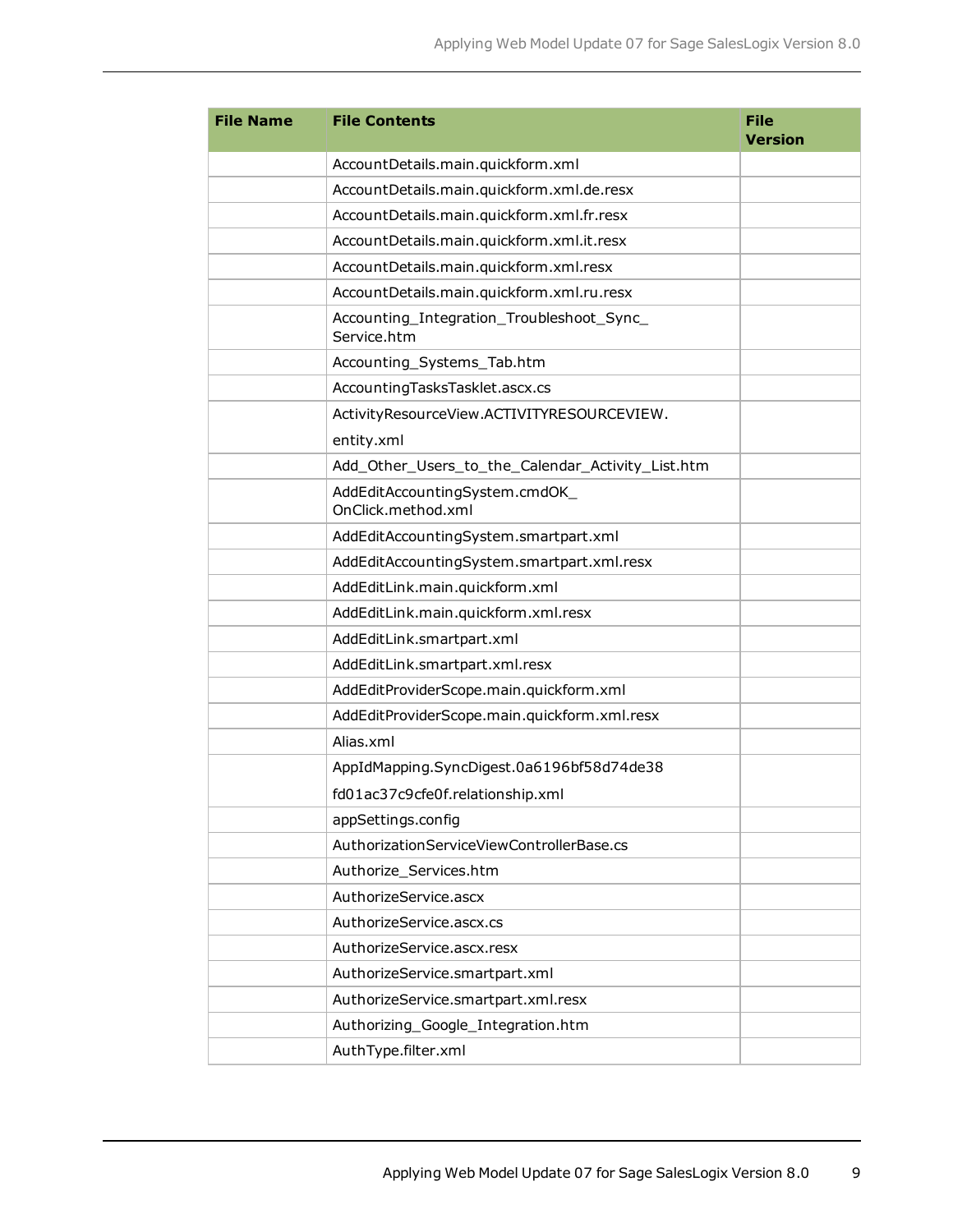| File Name | File Contents | File Version |
|---|---|---|
| | AccountDetails.main.quickform.xml | |
| | AccountDetails.main.quickform.xml.de.resx | |
| | AccountDetails.main.quickform.xml.fr.resx | |
| | AccountDetails.main.quickform.xml.it.resx | |
| | AccountDetails.main.quickform.xml.resx | |
| | AccountDetails.main.quickform.xml.ru.resx | |
| | Accounting_Integration_Troubleshoot_Sync_Service.htm | |
| | Accounting_Systems_Tab.htm | |
| | AccountingTasksTasklet.ascx.cs | |
| | ActivityResourceView.ACTIVITYRESOURCEVIEW.entity.xml | |
| | Add_Other_Users_to_the_Calendar_Activity_List.htm | |
| | AddEditAccountingSystem.cmdOK_OnClick.method.xml | |
| | AddEditAccountingSystem.smartpart.xml | |
| | AddEditAccountingSystem.smartpart.xml.resx | |
| | AddEditLink.main.quickform.xml | |
| | AddEditLink.main.quickform.xml.resx | |
| | AddEditLink.smartpart.xml | |
| | AddEditLink.smartpart.xml.resx | |
| | AddEditProviderScope.main.quickform.xml | |
| | AddEditProviderScope.main.quickform.xml.resx | |
| | Alias.xml | |
| | AppIdMapping.SyncDigest.0a6196bf58d74de38fd01ac37c9cfe0f.relationship.xml | |
| | appSettings.config | |
| | AuthorizationServiceViewControllerBase.cs | |
| | Authorize_Services.htm | |
| | AuthorizeService.ascx | |
| | AuthorizeService.ascx.cs | |
| | AuthorizeService.ascx.resx | |
| | AuthorizeService.smartpart.xml | |
| | AuthorizeService.smartpart.xml.resx | |
| | Authorizing_Google_Integration.htm | |
| | AuthType.filter.xml | |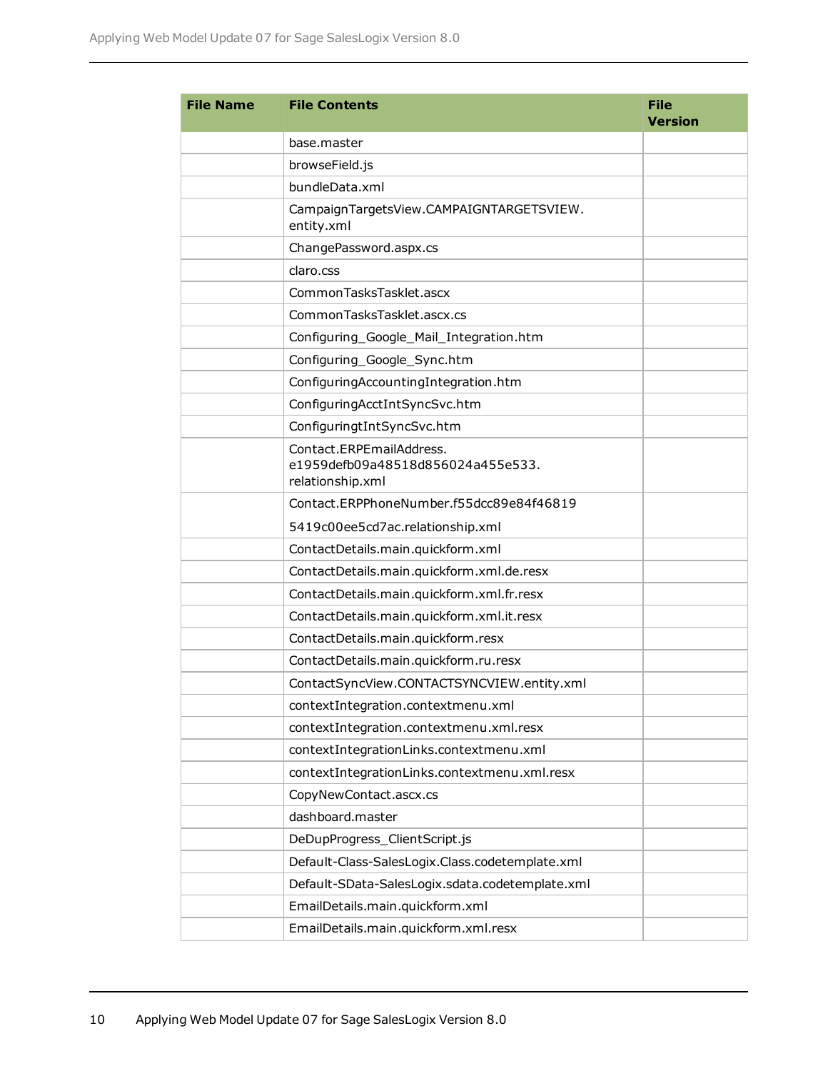| File Name | File Contents | File Version |
|---|---|---|
| | base.master | |
| | browseField.js | |
| | bundleData.xml | |
| | CampaignTargetsView.CAMPAIGNTARGETSVIEW.entity.xml | |
| | ChangePassword.aspx.cs | |
| | claro.css | |
| | CommonTasksTasklet.ascx | |
| | CommonTasksTasklet.ascx.cs | |
| | Configuring_Google_Mail_Integration.htm | |
| | Configuring_Google_Sync.htm | |
| | ConfiguringAccountingIntegration.htm | |
| | ConfiguringAcctIntSyncSvc.htm | |
| | ConfiguringtIntSyncSvc.htm | |
| | Contact.ERPEmailAddress.e1959defb09a48518d856024a455e533.relationship.xml | |
| | Contact.ERPPhoneNumber.f55dcc89e84f46819 5419c00ee5cd7ac.relationship.xml | |
| | ContactDetails.main.quickform.xml | |
| | ContactDetails.main.quickform.xml.de.resx | |
| | ContactDetails.main.quickform.xml.fr.resx | |
| | ContactDetails.main.quickform.xml.it.resx | |
| | ContactDetails.main.quickform.resx | |
| | ContactDetails.main.quickform.ru.resx | |
| | ContactSyncView.CONTACTSYNCVIEW.entity.xml | |
| | contextIntegration.contextmenu.xml | |
| | contextIntegration.contextmenu.xml.resx | |
| | contextIntegrationLinks.contextmenu.xml | |
| | contextIntegrationLinks.contextmenu.xml.resx | |
| | CopyNewContact.ascx.cs | |
| | dashboard.master | |
| | DeDupProgress_ClientScript.js | |
| | Default-Class-SalesLogix.Class.codetemplate.xml | |
| | Default-SData-SalesLogix.sdata.codetemplate.xml | |
| | EmailDetails.main.quickform.xml | |
| | EmailDetails.main.quickform.xml.resx | |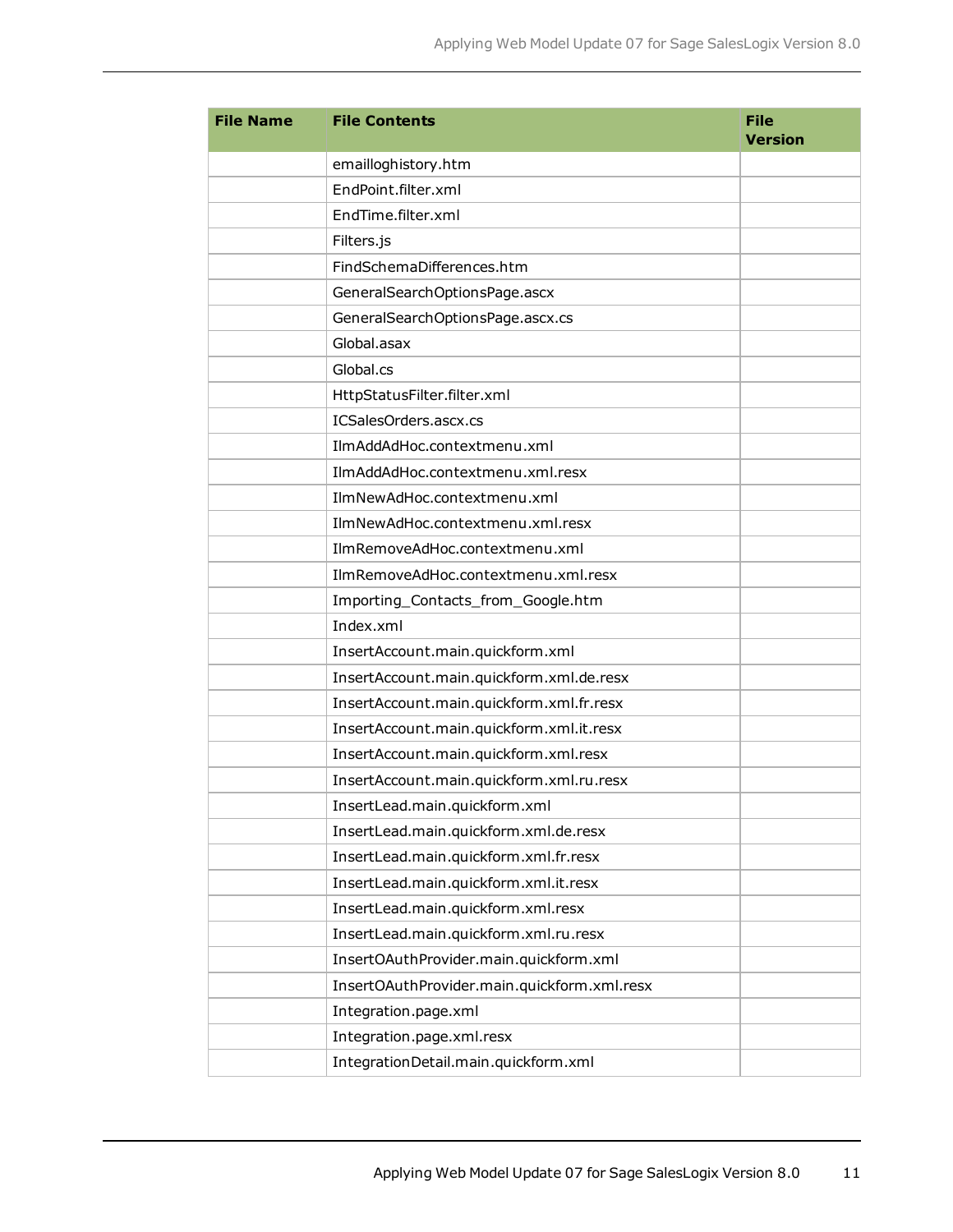| File Name | File Contents | File Version |
|---|---|---|
| | emailloghistory.htm | |
| | EndPoint.filter.xml | |
| | EndTime.filter.xml | |
| | Filters.js | |
| | FindSchemaDifferences.htm | |
| | GeneralSearchOptionsPage.ascx | |
| | GeneralSearchOptionsPage.ascx.cs | |
| | Global.asax | |
| | Global.cs | |
| | HttpStatusFilter.filter.xml | |
| | ICSalesOrders.ascx.cs | |
| | IlmAddAdHoc.contextmenu.xml | |
| | IlmAddAdHoc.contextmenu.xml.resx | |
| | IlmNewAdHoc.contextmenu.xml | |
| | IlmNewAdHoc.contextmenu.xml.resx | |
| | IlmRemoveAdHoc.contextmenu.xml | |
| | IlmRemoveAdHoc.contextmenu.xml.resx | |
| | Importing_Contacts_from_Google.htm | |
| | Index.xml | |
| | InsertAccount.main.quickform.xml | |
| | InsertAccount.main.quickform.xml.de.resx | |
| | InsertAccount.main.quickform.xml.fr.resx | |
| | InsertAccount.main.quickform.xml.it.resx | |
| | InsertAccount.main.quickform.xml.resx | |
| | InsertAccount.main.quickform.xml.ru.resx | |
| | InsertLead.main.quickform.xml | |
| | InsertLead.main.quickform.xml.de.resx | |
| | InsertLead.main.quickform.xml.fr.resx | |
| | InsertLead.main.quickform.xml.it.resx | |
| | InsertLead.main.quickform.xml.resx | |
| | InsertLead.main.quickform.xml.ru.resx | |
| | InsertOAuthProvider.main.quickform.xml | |
| | InsertOAuthProvider.main.quickform.xml.resx | |
| | Integration.page.xml | |
| | Integration.page.xml.resx | |
| | IntegrationDetail.main.quickform.xml | |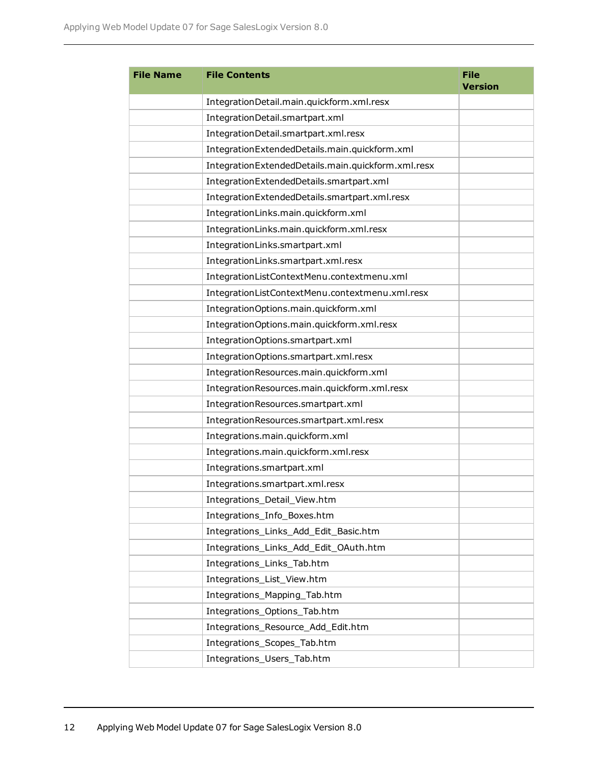| File Name | File Contents | File Version |
|---|---|---|
| | IntegrationDetail.main.quickform.xml.resx | |
| | IntegrationDetail.smartpart.xml | |
| | IntegrationDetail.smartpart.xml.resx | |
| | IntegrationExtendedDetails.main.quickform.xml | |
| | IntegrationExtendedDetails.main.quickform.xml.resx | |
| | IntegrationExtendedDetails.smartpart.xml | |
| | IntegrationExtendedDetails.smartpart.xml.resx | |
| | IntegrationLinks.main.quickform.xml | |
| | IntegrationLinks.main.quickform.xml.resx | |
| | IntegrationLinks.smartpart.xml | |
| | IntegrationLinks.smartpart.xml.resx | |
| | IntegrationListContextMenu.contextmenu.xml | |
| | IntegrationListContextMenu.contextmenu.xml.resx | |
| | IntegrationOptions.main.quickform.xml | |
| | IntegrationOptions.main.quickform.xml.resx | |
| | IntegrationOptions.smartpart.xml | |
| | IntegrationOptions.smartpart.xml.resx | |
| | IntegrationResources.main.quickform.xml | |
| | IntegrationResources.main.quickform.xml.resx | |
| | IntegrationResources.smartpart.xml | |
| | IntegrationResources.smartpart.xml.resx | |
| | Integrations.main.quickform.xml | |
| | Integrations.main.quickform.xml.resx | |
| | Integrations.smartpart.xml | |
| | Integrations.smartpart.xml.resx | |
| | Integrations_Detail_View.htm | |
| | Integrations_Info_Boxes.htm | |
| | Integrations_Links_Add_Edit_Basic.htm | |
| | Integrations_Links_Add_Edit_OAuth.htm | |
| | Integrations_Links_Tab.htm | |
| | Integrations_List_View.htm | |
| | Integrations_Mapping_Tab.htm | |
| | Integrations_Options_Tab.htm | |
| | Integrations_Resource_Add_Edit.htm | |
| | Integrations_Scopes_Tab.htm | |
| | Integrations_Users_Tab.htm | |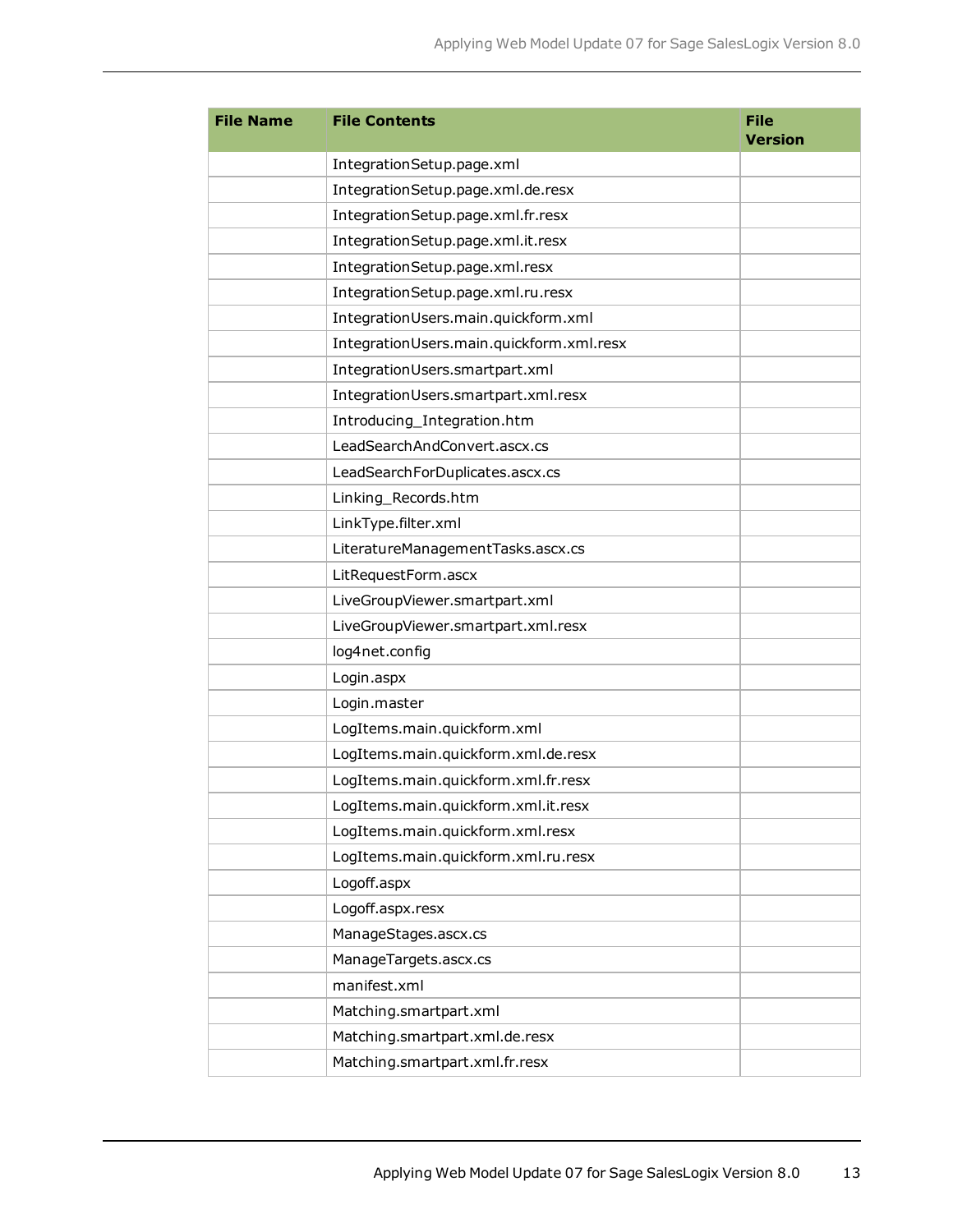| File Name | File Contents | File Version |
|---|---|---|
| | IntegrationSetup.page.xml | |
| | IntegrationSetup.page.xml.de.resx | |
| | IntegrationSetup.page.xml.fr.resx | |
| | IntegrationSetup.page.xml.it.resx | |
| | IntegrationSetup.page.xml.resx | |
| | IntegrationSetup.page.xml.ru.resx | |
| | IntegrationUsers.main.quickform.xml | |
| | IntegrationUsers.main.quickform.xml.resx | |
| | IntegrationUsers.smartpart.xml | |
| | IntegrationUsers.smartpart.xml.resx | |
| | Introducing_Integration.htm | |
| | LeadSearchAndConvert.ascx.cs | |
| | LeadSearchForDuplicates.ascx.cs | |
| | Linking_Records.htm | |
| | LinkType.filter.xml | |
| | LiteratureManagementTasks.ascx.cs | |
| | LitRequestForm.ascx | |
| | LiveGroupViewer.smartpart.xml | |
| | LiveGroupViewer.smartpart.xml.resx | |
| | log4net.config | |
| | Login.aspx | |
| | Login.master | |
| | LogItems.main.quickform.xml | |
| | LogItems.main.quickform.xml.de.resx | |
| | LogItems.main.quickform.xml.fr.resx | |
| | LogItems.main.quickform.xml.it.resx | |
| | LogItems.main.quickform.xml.resx | |
| | LogItems.main.quickform.xml.ru.resx | |
| | Logoff.aspx | |
| | Logoff.aspx.resx | |
| | ManageStages.ascx.cs | |
| | ManageTargets.ascx.cs | |
| | manifest.xml | |
| | Matching.smartpart.xml | |
| | Matching.smartpart.xml.de.resx | |
| | Matching.smartpart.xml.fr.resx | |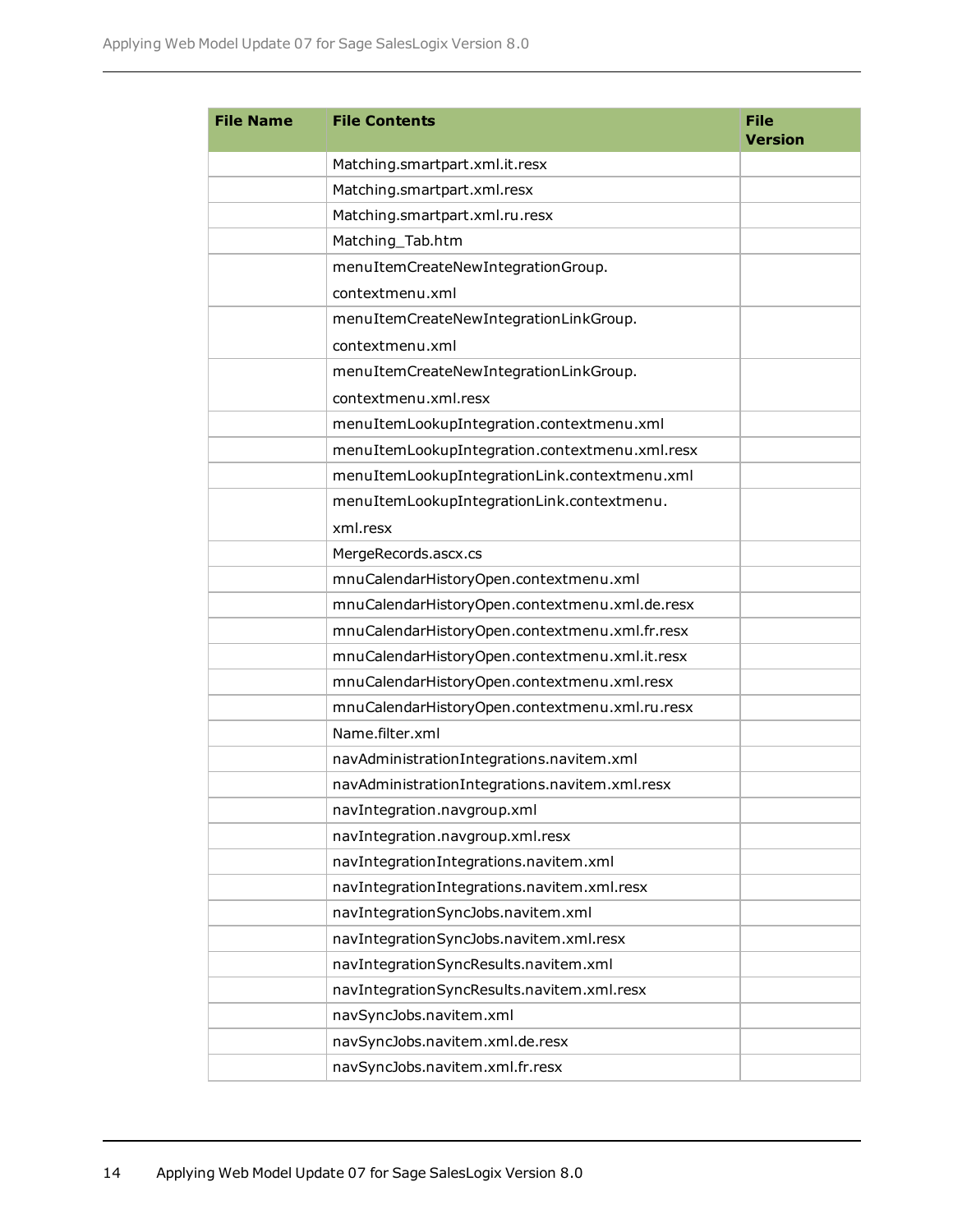| File Name | File Contents | File Version |
|---|---|---|
| | Matching.smartpart.xml.it.resx | |
| | Matching.smartpart.xml.resx | |
| | Matching.smartpart.xml.ru.resx | |
| | Matching_Tab.htm | |
| | menuItemCreateNewIntegrationGroup.contextmenu.xml | |
| | menuItemCreateNewIntegrationLinkGroup.contextmenu.xml | |
| | menuItemCreateNewIntegrationLinkGroup.contextmenu.xml.resx | |
| | menuItemLookupIntegration.contextmenu.xml | |
| | menuItemLookupIntegration.contextmenu.xml.resx | |
| | menuItemLookupIntegrationLink.contextmenu.xml | |
| | menuItemLookupIntegrationLink.contextmenu.xml.resx | |
| | MergeRecords.ascx.cs | |
| | mnuCalendarHistoryOpen.contextmenu.xml | |
| | mnuCalendarHistoryOpen.contextmenu.xml.de.resx | |
| | mnuCalendarHistoryOpen.contextmenu.xml.fr.resx | |
| | mnuCalendarHistoryOpen.contextmenu.xml.it.resx | |
| | mnuCalendarHistoryOpen.contextmenu.xml.resx | |
| | mnuCalendarHistoryOpen.contextmenu.xml.ru.resx | |
| | Name.filter.xml | |
| | navAdministrationIntegrations.navitem.xml | |
| | navAdministrationIntegrations.navitem.xml.resx | |
| | navIntegration.navgroup.xml | |
| | navIntegration.navgroup.xml.resx | |
| | navIntegrationIntegrations.navitem.xml | |
| | navIntegrationIntegrations.navitem.xml.resx | |
| | navIntegrationSyncJobs.navitem.xml | |
| | navIntegrationSyncJobs.navitem.xml.resx | |
| | navIntegrationSyncResults.navitem.xml | |
| | navIntegrationSyncResults.navitem.xml.resx | |
| | navSyncJobs.navitem.xml | |
| | navSyncJobs.navitem.xml.de.resx | |
| | navSyncJobs.navitem.xml.fr.resx | |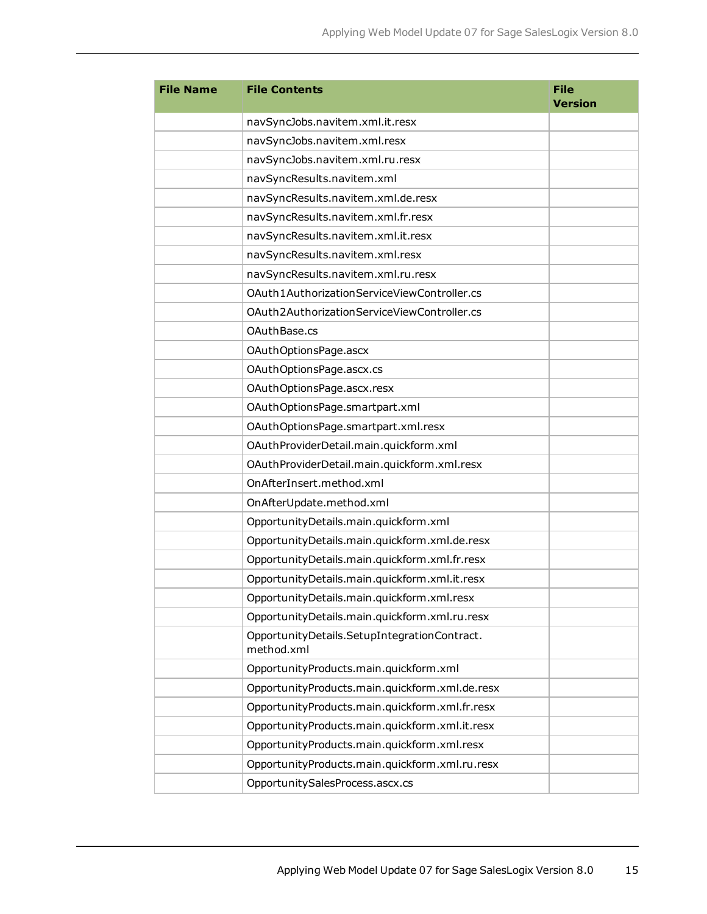| File Name | File Contents | File Version |
|---|---|---|
| | navSyncJobs.navitem.xml.it.resx | |
| | navSyncJobs.navitem.xml.resx | |
| | navSyncJobs.navitem.xml.ru.resx | |
| | navSyncResults.navitem.xml | |
| | navSyncResults.navitem.xml.de.resx | |
| | navSyncResults.navitem.xml.fr.resx | |
| | navSyncResults.navitem.xml.it.resx | |
| | navSyncResults.navitem.xml.resx | |
| | navSyncResults.navitem.xml.ru.resx | |
| | OAuth1AuthorizationServiceViewController.cs | |
| | OAuth2AuthorizationServiceViewController.cs | |
| | OAuthBase.cs | |
| | OAuthOptionsPage.ascx | |
| | OAuthOptionsPage.ascx.cs | |
| | OAuthOptionsPage.ascx.resx | |
| | OAuthOptionsPage.smartpart.xml | |
| | OAuthOptionsPage.smartpart.xml.resx | |
| | OAuthProviderDetail.main.quickform.xml | |
| | OAuthProviderDetail.main.quickform.xml.resx | |
| | OnAfterInsert.method.xml | |
| | OnAfterUpdate.method.xml | |
| | OpportunityDetails.main.quickform.xml | |
| | OpportunityDetails.main.quickform.xml.de.resx | |
| | OpportunityDetails.main.quickform.xml.fr.resx | |
| | OpportunityDetails.main.quickform.xml.it.resx | |
| | OpportunityDetails.main.quickform.xml.resx | |
| | OpportunityDetails.main.quickform.xml.ru.resx | |
| | OpportunityDetails.SetupIntegrationContract.method.xml | |
| | OpportunityProducts.main.quickform.xml | |
| | OpportunityProducts.main.quickform.xml.de.resx | |
| | OpportunityProducts.main.quickform.xml.fr.resx | |
| | OpportunityProducts.main.quickform.xml.it.resx | |
| | OpportunityProducts.main.quickform.xml.resx | |
| | OpportunityProducts.main.quickform.xml.ru.resx | |
| | OpportunitySalesProcess.ascx.cs | |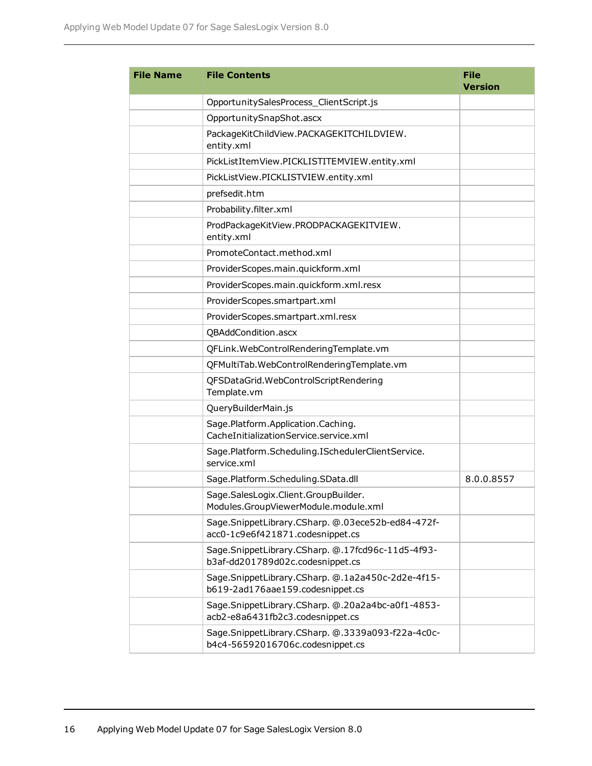| File Name | File Contents | File Version |
|---|---|---|
| | OpportunitySalesProcess_ClientScript.js | |
| | OpportunitySnapShot.ascx | |
| | PackageKitChildView.PACKAGEKITCHILDVIEW.entity.xml | |
| | PickListItemView.PICKLISTITEMVIEW.entity.xml | |
| | PickListView.PICKLISTVIEW.entity.xml | |
| | prefsedit.htm | |
| | Probability.filter.xml | |
| | ProdPackageKitView.PRODPACKAGEKITVIEW.entity.xml | |
| | PromoteContact.method.xml | |
| | ProviderScopes.main.quickform.xml | |
| | ProviderScopes.main.quickform.xml.resx | |
| | ProviderScopes.smartpart.xml | |
| | ProviderScopes.smartpart.xml.resx | |
| | QBAddCondition.ascx | |
| | QFLink.WebControlRenderingTemplate.vm | |
| | QFMultiTab.WebControlRenderingTemplate.vm | |
| | QFSDataGrid.WebControlScriptRenderingTemplate.vm | |
| | QueryBuilderMain.js | |
| | Sage.Platform.Application.Caching.CacheInitializationService.service.xml | |
| | Sage.Platform.Scheduling.ISchedulerClientService.service.xml | |
| | Sage.Platform.Scheduling.SData.dll | 8.0.0.8557 |
| | Sage.SalesLogix.Client.GroupBuilder.Modules.GroupViewerModule.module.xml | |
| | Sage.SnippetLibrary.CSharp. @.03ece52b-ed84-472f-acc0-1c9e6f421871.codesnippet.cs | |
| | Sage.SnippetLibrary.CSharp. @.17fcd96c-11d5-4f93-b3af-dd201789d02c.codesnippet.cs | |
| | Sage.SnippetLibrary.CSharp. @.1a2a450c-2d2e-4f15-b619-2ad176aae159.codesnippet.cs | |
| | Sage.SnippetLibrary.CSharp. @.20a2a4bc-a0f1-4853-acb2-e8a6431fb2c3.codesnippet.cs | |
| | Sage.SnippetLibrary.CSharp. @.3339a093-f22a-4c0c-b4c4-56592016706c.codesnippet.cs | |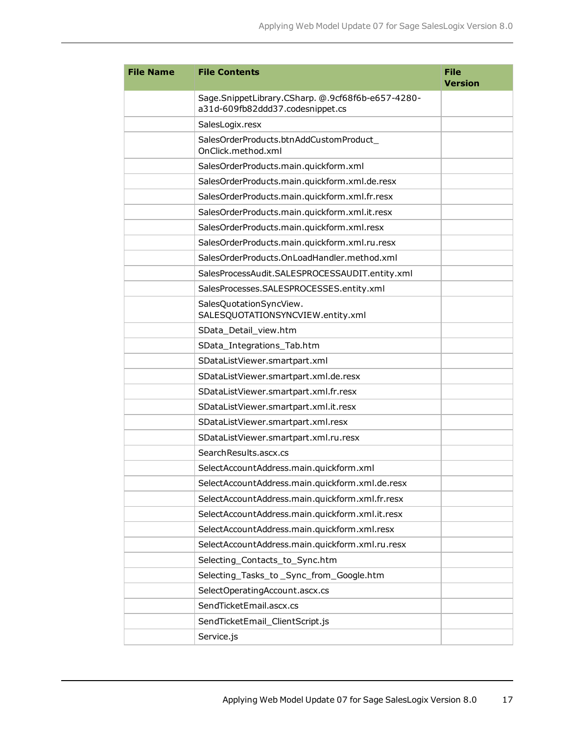| File Name | File Contents | File Version |
|---|---|---|
| | Sage.SnippetLibrary.CSharp. @.9cf68f6b-e657-4280-a31d-609fb82ddd37.codesnippet.cs | |
| | SalesLogix.resx | |
| | SalesOrderProducts.btnAddCustomProduct_OnClick.method.xml | |
| | SalesOrderProducts.main.quickform.xml | |
| | SalesOrderProducts.main.quickform.xml.de.resx | |
| | SalesOrderProducts.main.quickform.xml.fr.resx | |
| | SalesOrderProducts.main.quickform.xml.it.resx | |
| | SalesOrderProducts.main.quickform.xml.resx | |
| | SalesOrderProducts.main.quickform.xml.ru.resx | |
| | SalesOrderProducts.OnLoadHandler.method.xml | |
| | SalesProcessAudit.SALESPROCESSAUDIT.entity.xml | |
| | SalesProcesses.SALESPROCESSES.entity.xml | |
| | SalesQuotationSyncView.SALESQUOTATIONSYNCVIEW.entity.xml | |
| | SData_Detail_view.htm | |
| | SData_Integrations_Tab.htm | |
| | SDataListViewer.smartpart.xml | |
| | SDataListViewer.smartpart.xml.de.resx | |
| | SDataListViewer.smartpart.xml.fr.resx | |
| | SDataListViewer.smartpart.xml.it.resx | |
| | SDataListViewer.smartpart.xml.resx | |
| | SDataListViewer.smartpart.xml.ru.resx | |
| | SearchResults.ascx.cs | |
| | SelectAccountAddress.main.quickform.xml | |
| | SelectAccountAddress.main.quickform.xml.de.resx | |
| | SelectAccountAddress.main.quickform.xml.fr.resx | |
| | SelectAccountAddress.main.quickform.xml.it.resx | |
| | SelectAccountAddress.main.quickform.xml.resx | |
| | SelectAccountAddress.main.quickform.xml.ru.resx | |
| | Selecting_Contacts_to_Sync.htm | |
| | Selecting_Tasks_to _Sync_from_Google.htm | |
| | SelectOperatingAccount.ascx.cs | |
| | SendTicketEmail.ascx.cs | |
| | SendTicketEmail_ClientScript.js | |
| | Service.js | |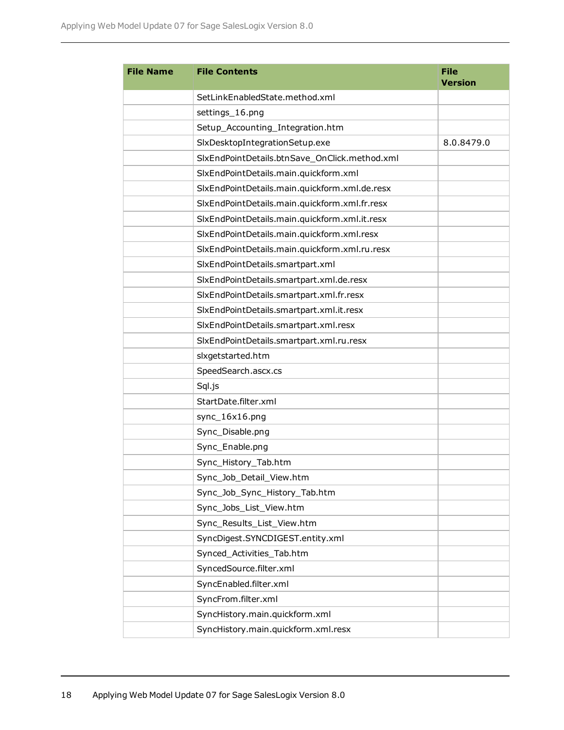| File Name | File Contents | File Version |
|---|---|---|
| | SetLinkEnabledState.method.xml | |
| | settings_16.png | |
| | Setup_Accounting_Integration.htm | |
| | SlxDesktopIntegrationSetup.exe | 8.0.8479.0 |
| | SlxEndPointDetails.btnSave_OnClick.method.xml | |
| | SlxEndPointDetails.main.quickform.xml | |
| | SlxEndPointDetails.main.quickform.xml.de.resx | |
| | SlxEndPointDetails.main.quickform.xml.fr.resx | |
| | SlxEndPointDetails.main.quickform.xml.it.resx | |
| | SlxEndPointDetails.main.quickform.xml.resx | |
| | SlxEndPointDetails.main.quickform.xml.ru.resx | |
| | SlxEndPointDetails.smartpart.xml | |
| | SlxEndPointDetails.smartpart.xml.de.resx | |
| | SlxEndPointDetails.smartpart.xml.fr.resx | |
| | SlxEndPointDetails.smartpart.xml.it.resx | |
| | SlxEndPointDetails.smartpart.xml.resx | |
| | SlxEndPointDetails.smartpart.xml.ru.resx | |
| | slxgetstarted.htm | |
| | SpeedSearch.ascx.cs | |
| | Sql.js | |
| | StartDate.filter.xml | |
| | sync_16x16.png | |
| | Sync_Disable.png | |
| | Sync_Enable.png | |
| | Sync_History_Tab.htm | |
| | Sync_Job_Detail_View.htm | |
| | Sync_Job_Sync_History_Tab.htm | |
| | Sync_Jobs_List_View.htm | |
| | Sync_Results_List_View.htm | |
| | SyncDigest.SYNCDIGEST.entity.xml | |
| | Synced_Activities_Tab.htm | |
| | SyncedSource.filter.xml | |
| | SyncEnabled.filter.xml | |
| | SyncFrom.filter.xml | |
| | SyncHistory.main.quickform.xml | |
| | SyncHistory.main.quickform.xml.resx | |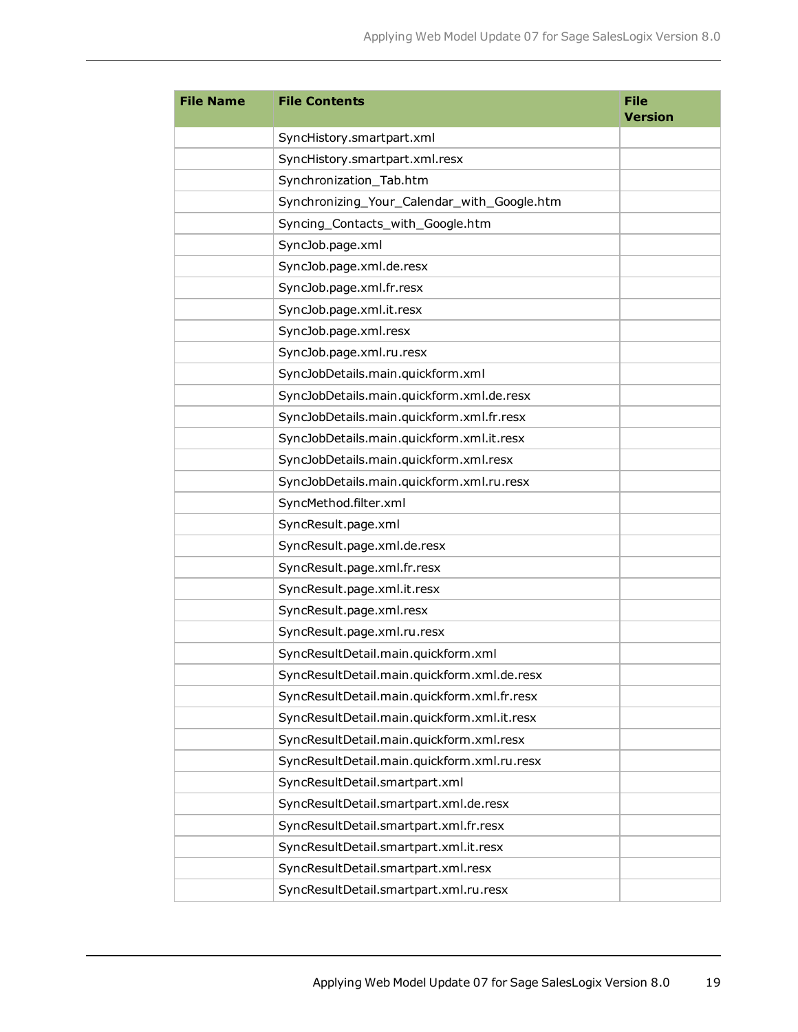| File Name | File Contents | File Version |
|---|---|---|
| | SyncHistory.smartpart.xml | |
| | SyncHistory.smartpart.xml.resx | |
| | Synchronization_Tab.htm | |
| | Synchronizing_Your_Calendar_with_Google.htm | |
| | Syncing_Contacts_with_Google.htm | |
| | SyncJob.page.xml | |
| | SyncJob.page.xml.de.resx | |
| | SyncJob.page.xml.fr.resx | |
| | SyncJob.page.xml.it.resx | |
| | SyncJob.page.xml.resx | |
| | SyncJob.page.xml.ru.resx | |
| | SyncJobDetails.main.quickform.xml | |
| | SyncJobDetails.main.quickform.xml.de.resx | |
| | SyncJobDetails.main.quickform.xml.fr.resx | |
| | SyncJobDetails.main.quickform.xml.it.resx | |
| | SyncJobDetails.main.quickform.xml.resx | |
| | SyncJobDetails.main.quickform.xml.ru.resx | |
| | SyncMethod.filter.xml | |
| | SyncResult.page.xml | |
| | SyncResult.page.xml.de.resx | |
| | SyncResult.page.xml.fr.resx | |
| | SyncResult.page.xml.it.resx | |
| | SyncResult.page.xml.resx | |
| | SyncResult.page.xml.ru.resx | |
| | SyncResultDetail.main.quickform.xml | |
| | SyncResultDetail.main.quickform.xml.de.resx | |
| | SyncResultDetail.main.quickform.xml.fr.resx | |
| | SyncResultDetail.main.quickform.xml.it.resx | |
| | SyncResultDetail.main.quickform.xml.resx | |
| | SyncResultDetail.main.quickform.xml.ru.resx | |
| | SyncResultDetail.smartpart.xml | |
| | SyncResultDetail.smartpart.xml.de.resx | |
| | SyncResultDetail.smartpart.xml.fr.resx | |
| | SyncResultDetail.smartpart.xml.it.resx | |
| | SyncResultDetail.smartpart.xml.resx | |
| | SyncResultDetail.smartpart.xml.ru.resx | |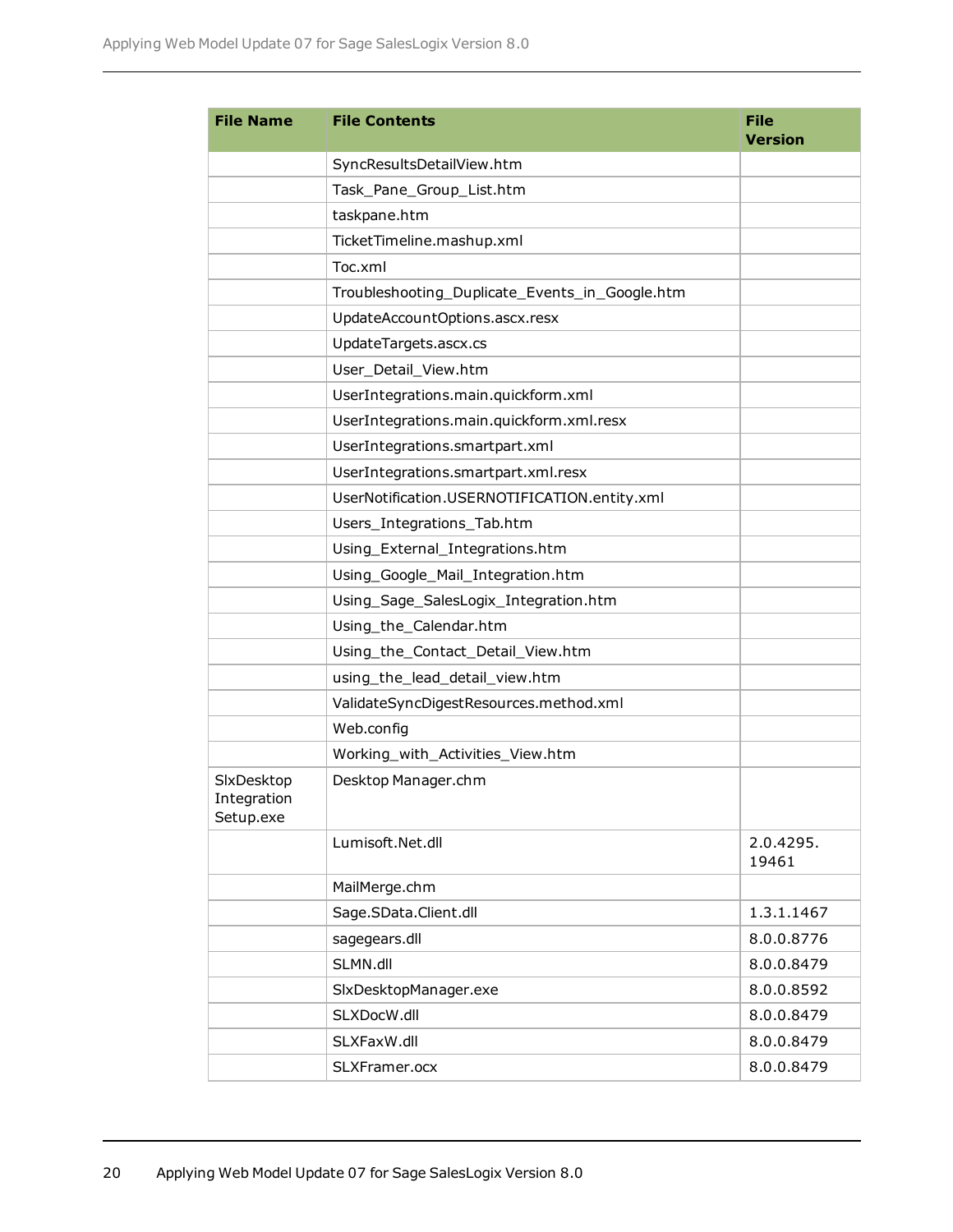| File Name | File Contents | File Version |
| --- | --- | --- |
| | SyncResultsDetailView.htm | |
| | Task_Pane_Group_List.htm | |
| | taskpane.htm | |
| | TicketTimeline.mashup.xml | |
| | Toc.xml | |
| | Troubleshooting_Duplicate_Events_in_Google.htm | |
| | UpdateAccountOptions.ascx.resx | |
| | UpdateTargets.ascx.cs | |
| | User_Detail_View.htm | |
| | UserIntegrations.main.quickform.xml | |
| | UserIntegrations.main.quickform.xml.resx | |
| | UserIntegrations.smartpart.xml | |
| | UserIntegrations.smartpart.xml.resx | |
| | UserNotification.USERNOTIFICATION.entity.xml | |
| | Users_Integrations_Tab.htm | |
| | Using_External_Integrations.htm | |
| | Using_Google_Mail_Integration.htm | |
| | Using_Sage_SalesLogix_Integration.htm | |
| | Using_the_Calendar.htm | |
| | Using_the_Contact_Detail_View.htm | |
| | using_the_lead_detail_view.htm | |
| | ValidateSyncDigestResources.method.xml | |
| | Web.config | |
| | Working_with_Activities_View.htm | |
| SlxDesktop Integration Setup.exe | Desktop Manager.chm | |
| | Lumisoft.Net.dll | 2.0.4295. 19461 |
| | MailMerge.chm | |
| | Sage.SData.Client.dll | 1.3.1.1467 |
| | sagegears.dll | 8.0.0.8776 |
| | SLMN.dll | 8.0.0.8479 |
| | SlxDesktopManager.exe | 8.0.0.8592 |
| | SLXDocW.dll | 8.0.0.8479 |
| | SLXFaxW.dll | 8.0.0.8479 |
| | SLXFramer.ocx | 8.0.0.8479 |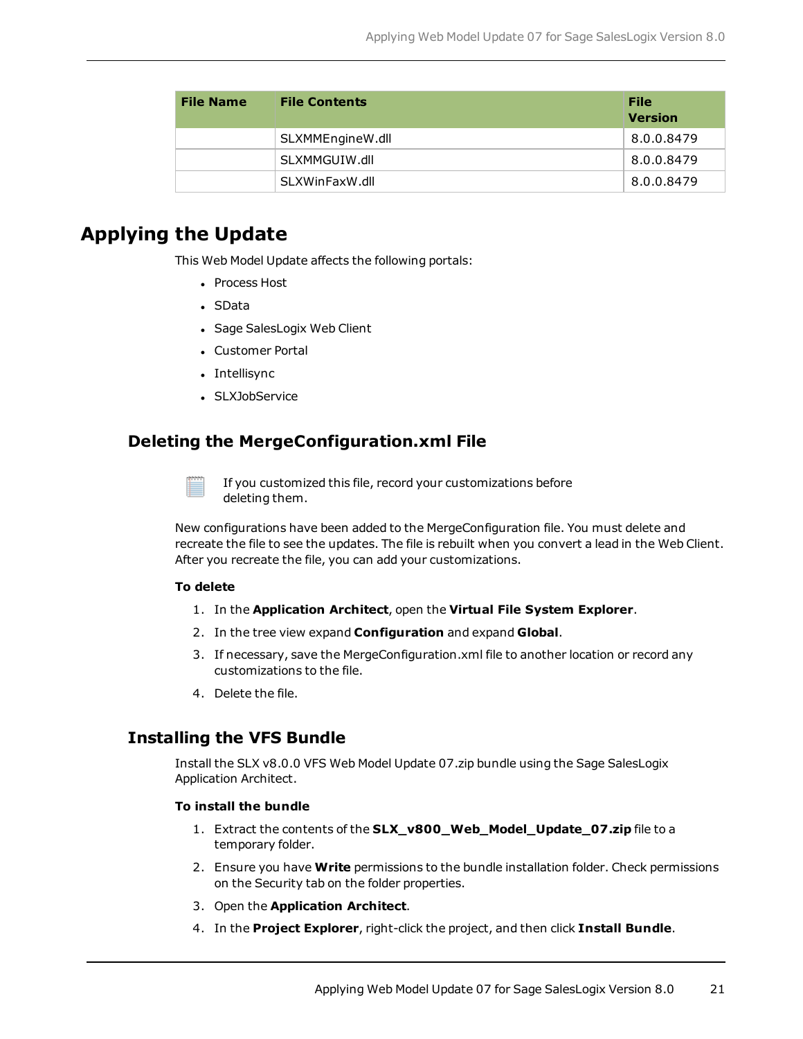| File Name | File Contents | File Version |
| --- | --- | --- |
| | SLXMMEngineW.dll | 8.0.0.8479 |
| | SLXMMGUIW.dll | 8.0.0.8479 |
| | SLXWinFaxW.dll | 8.0.0.8479 |

# Applying the Update

This Web Model Update affects the following portals:

- Process Host
- SData
- Sage SalesLogix Web Client
- Customer Portal
- Intellisync
- SLXJobService

## Deleting the MergeConfiguration.xml File

If you customized this file, record your customizations before deleting them.

New configurations have been added to the MergeConfiguration file. You must delete and recreate the file to see the updates. The file is rebuilt when you convert a lead in the Web Client. After you recreate the file, you can add your customizations.

**To delete**

1. In the **Application Architect**, open the **Virtual File System Explorer**.
2. In the tree view expand **Configuration** and expand **Global**.
3. If necessary, save the MergeConfiguration.xml file to another location or record any customizations to the file.
4. Delete the file.

## Installing the VFS Bundle

Install the SLX v8.0.0 VFS Web Model Update 07.zip bundle using the Sage SalesLogix Application Architect.

**To install the bundle**

1. Extract the contents of the **SLX_v800_Web_Model_Update_07.zip** file to a temporary folder.
2. Ensure you have **Write** permissions to the bundle installation folder. Check permissions on the Security tab on the folder properties.
3. Open the **Application Architect**.
4. In the **Project Explorer**, right-click the project, and then click **Install Bundle**.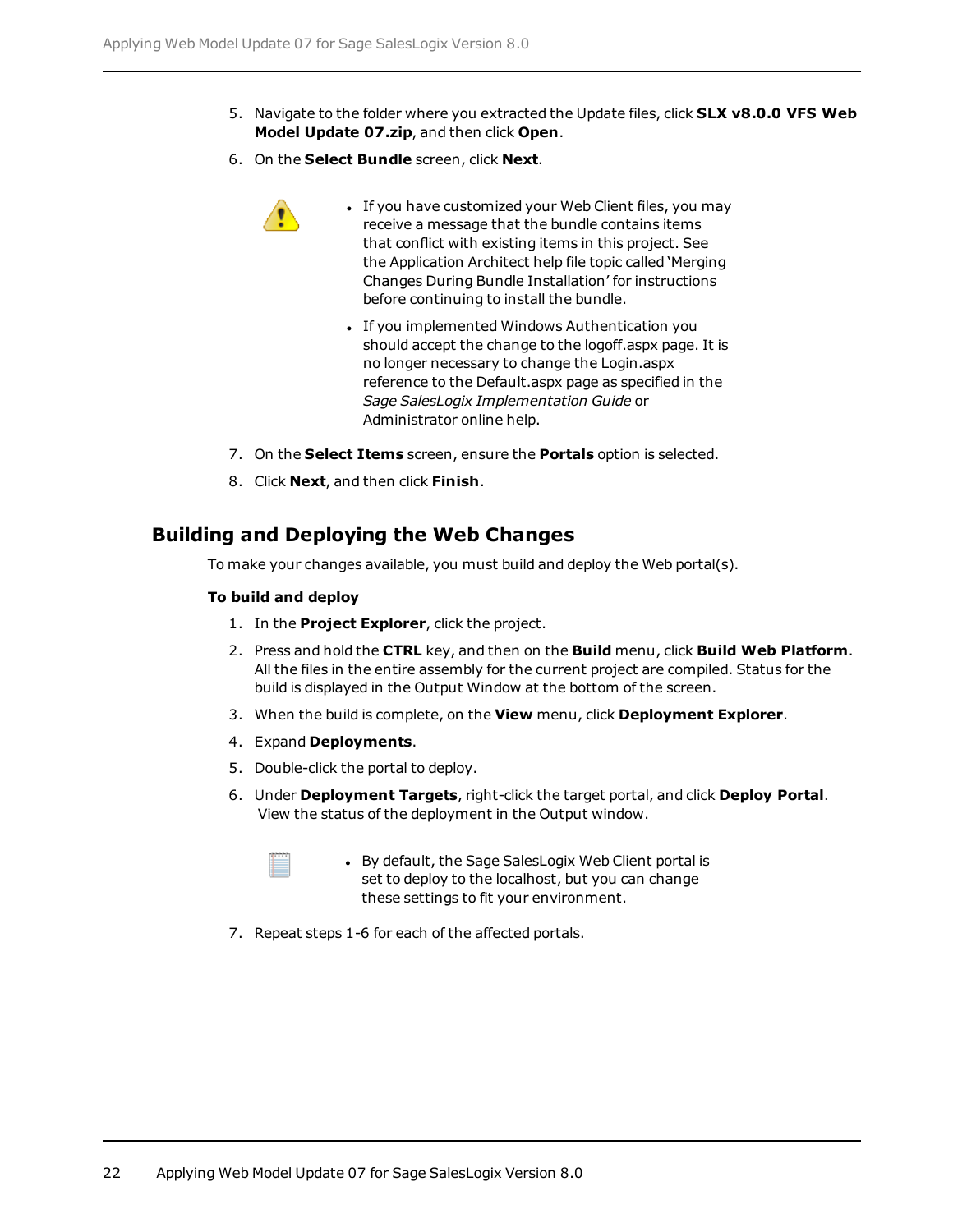5. Navigate to the folder where you extracted the Update files, click **SLX v8.0.0 VFS Web Model Update 07.zip**, and then click **Open**.
6. On the **Select Bundle** screen, click **Next**.

   - If you have customized your Web Client files, you may receive a message that the bundle contains items that conflict with existing items in this project. See the Application Architect help file topic called 'Merging Changes During Bundle Installation' for instructions before continuing to install the bundle.
   - If you implemented Windows Authentication you should accept the change to the logoff.aspx page. It is no longer necessary to change the Login.aspx reference to the Default.aspx page as specified in the *Sage SalesLogix Implementation Guide* or Administrator online help.

7. On the **Select Items** screen, ensure the **Portals** option is selected.
8. Click **Next**, and then click **Finish**.

## Building and Deploying the Web Changes

To make your changes available, you must build and deploy the Web portal(s).

**To build and deploy**

1. In the **Project Explorer**, click the project.
2. Press and hold the **CTRL** key, and then on the **Build** menu, click **Build Web Platform**. All the files in the entire assembly for the current project are compiled. Status for the build is displayed in the Output Window at the bottom of the screen.
3. When the build is complete, on the **View** menu, click **Deployment Explorer**.
4. Expand **Deployments**.
5. Double-click the portal to deploy.
6. Under **Deployment Targets**, right-click the target portal, and click **Deploy Portal**. View the status of the deployment in the Output window.

   - By default, the Sage SalesLogix Web Client portal is set to deploy to the localhost, but you can change these settings to fit your environment.

7. Repeat steps 1-6 for each of the affected portals.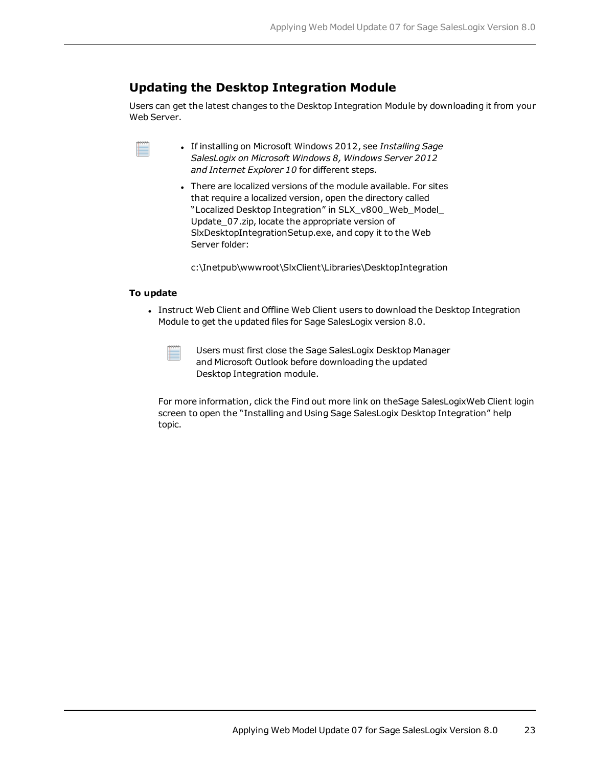## Updating the Desktop Integration Module

Users can get the latest changes to the Desktop Integration Module by downloading it from your Web Server.

- If installing on Microsoft Windows 2012, see *Installing Sage SalesLogix on Microsoft Windows 8, Windows Server 2012 and Internet Explorer 10* for different steps.
- There are localized versions of the module available. For sites that require a localized version, open the directory called "Localized Desktop Integration" in SLX_v800_Web_Model_Update_07.zip, locate the appropriate version of SlxDesktopIntegrationSetup.exe, and copy it to the Web Server folder:

  c:\Inetpub\wwwroot\SlxClient\Libraries\DesktopIntegration

**To update**

- Instruct Web Client and Offline Web Client users to download the Desktop Integration Module to get the updated files for Sage SalesLogix version 8.0.

  Users must first close the Sage SalesLogix Desktop Manager and Microsoft Outlook before downloading the updated Desktop Integration module.

  For more information, click the Find out more link on theSage SalesLogixWeb Client login screen to open the "Installing and Using Sage SalesLogix Desktop Integration" help topic.